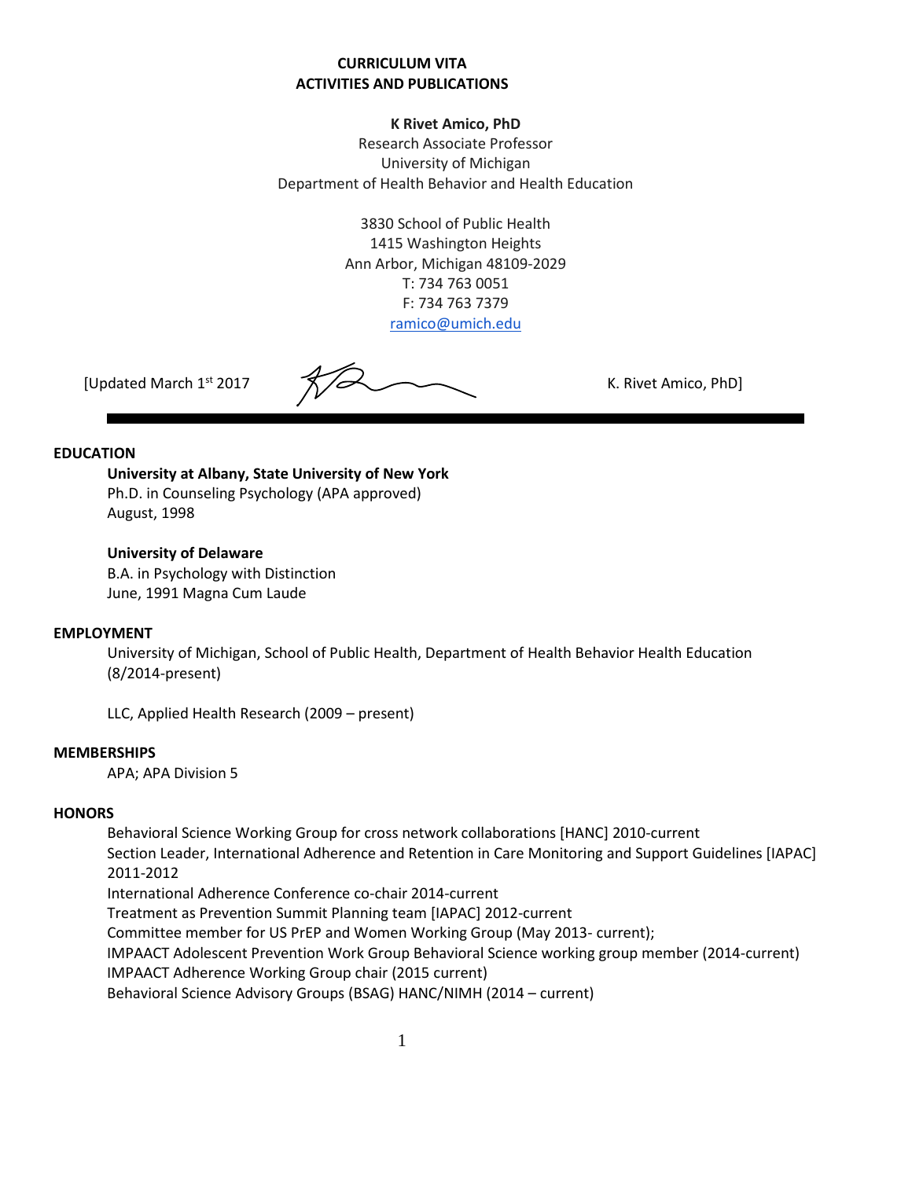**CURRICULUM VITA**
**ACTIVITIES AND PUBLICATIONS**

**K Rivet Amico, PhD**
Research Associate Professor
University of Michigan
Department of Health Behavior and Health Education

3830 School of Public Health
1415 Washington Heights
Ann Arbor, Michigan 48109-2029
T: 734 763 0051
F: 734 763 7379
ramico@umich.edu

[Updated March 1st 2017 K. Rivet Amico, PhD]

---

## EDUCATION

**University at Albany, State University of New York**
Ph.D. in Counseling Psychology (APA approved)
August, 1998

**University of Delaware**
B.A. in Psychology with Distinction
June, 1991 Magna Cum Laude

## EMPLOYMENT

University of Michigan, School of Public Health, Department of Health Behavior Health Education (8/2014-present)

LLC, Applied Health Research (2009 – present)

## MEMBERSHIPS

APA; APA Division 5

## HONORS

Behavioral Science Working Group for cross network collaborations [HANC] 2010-current
Section Leader, International Adherence and Retention in Care Monitoring and Support Guidelines [IAPAC] 2011-2012
International Adherence Conference co-chair 2014-current
Treatment as Prevention Summit Planning team [IAPAC] 2012-current
Committee member for US PrEP and Women Working Group (May 2013- current);
IMPAACT Adolescent Prevention Work Group Behavioral Science working group member (2014-current)
IMPAACT Adherence Working Group chair (2015 current)
Behavioral Science Advisory Groups (BSAG) HANC/NIMH (2014 – current)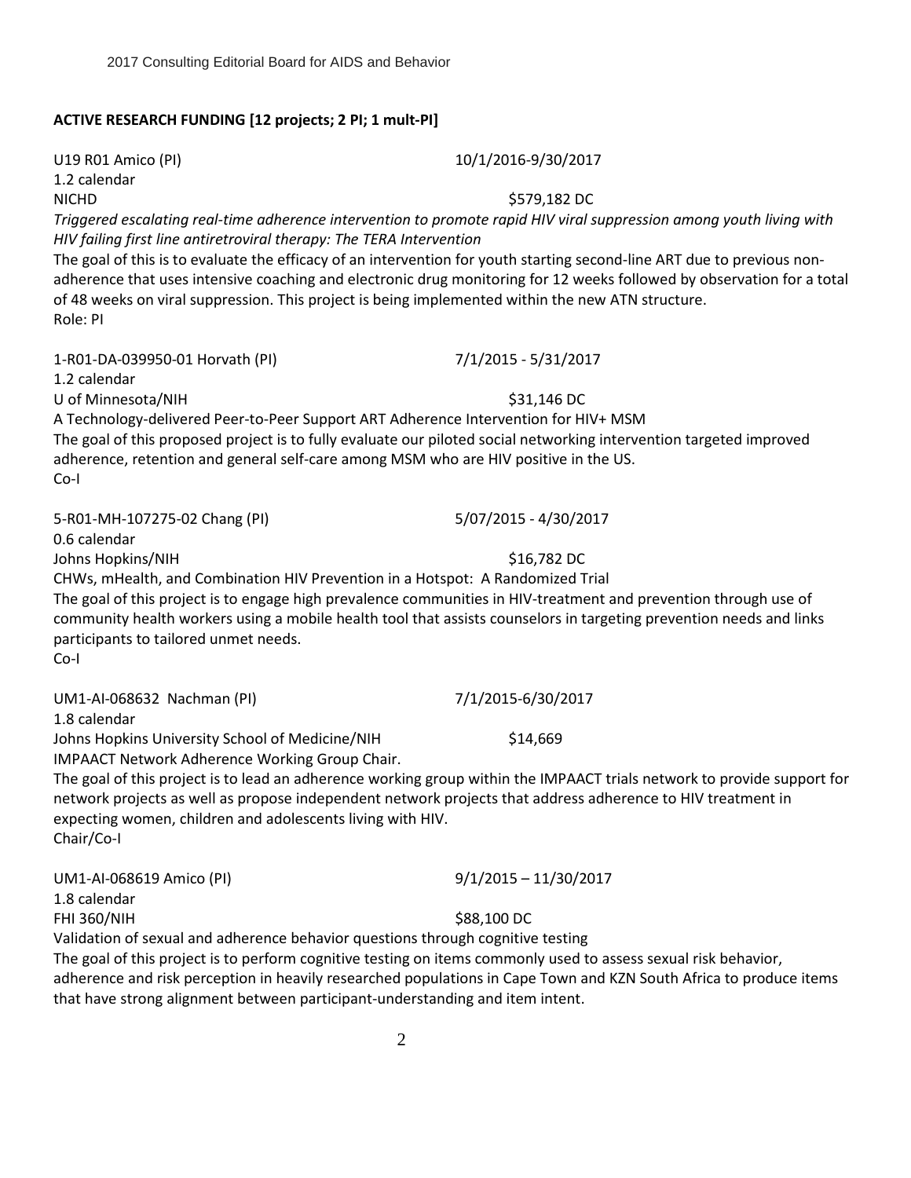**ACTIVE RESEARCH FUNDING [12 projects; 2 PI; 1 mult-PI]**

U19 R01 Amico (PI) 10/1/2016-9/30/2017
1.2 calendar
NICHD $579,182 DC
*Triggered escalating real-time adherence intervention to promote rapid HIV viral suppression among youth living with HIV failing first line antiretroviral therapy: The TERA Intervention*
The goal of this is to evaluate the efficacy of an intervention for youth starting second-line ART due to previous non-adherence that uses intensive coaching and electronic drug monitoring for 12 weeks followed by observation for a total of 48 weeks on viral suppression. This project is being implemented within the new ATN structure.
Role: PI

1-R01-DA-039950-01 Horvath (PI) 7/1/2015 - 5/31/2017
1.2 calendar
U of Minnesota/NIH $31,146 DC
A Technology-delivered Peer-to-Peer Support ART Adherence Intervention for HIV+ MSM
The goal of this proposed project is to fully evaluate our piloted social networking intervention targeted improved adherence, retention and general self-care among MSM who are HIV positive in the US.
Co-I

5-R01-MH-107275-02 Chang (PI) 5/07/2015 - 4/30/2017
0.6 calendar
Johns Hopkins/NIH $16,782 DC
CHWs, mHealth, and Combination HIV Prevention in a Hotspot: A Randomized Trial
The goal of this project is to engage high prevalence communities in HIV-treatment and prevention through use of community health workers using a mobile health tool that assists counselors in targeting prevention needs and links participants to tailored unmet needs.
Co-I

UM1-AI-068632 Nachman (PI) 7/1/2015-6/30/2017
1.8 calendar
Johns Hopkins University School of Medicine/NIH $14,669
IMPAACT Network Adherence Working Group Chair.
The goal of this project is to lead an adherence working group within the IMPAACT trials network to provide support for network projects as well as propose independent network projects that address adherence to HIV treatment in expecting women, children and adolescents living with HIV.
Chair/Co-I

UM1-AI-068619 Amico (PI) 9/1/2015 – 11/30/2017
1.8 calendar
FHI 360/NIH $88,100 DC
Validation of sexual and adherence behavior questions through cognitive testing
The goal of this project is to perform cognitive testing on items commonly used to assess sexual risk behavior, adherence and risk perception in heavily researched populations in Cape Town and KZN South Africa to produce items that have strong alignment between participant-understanding and item intent.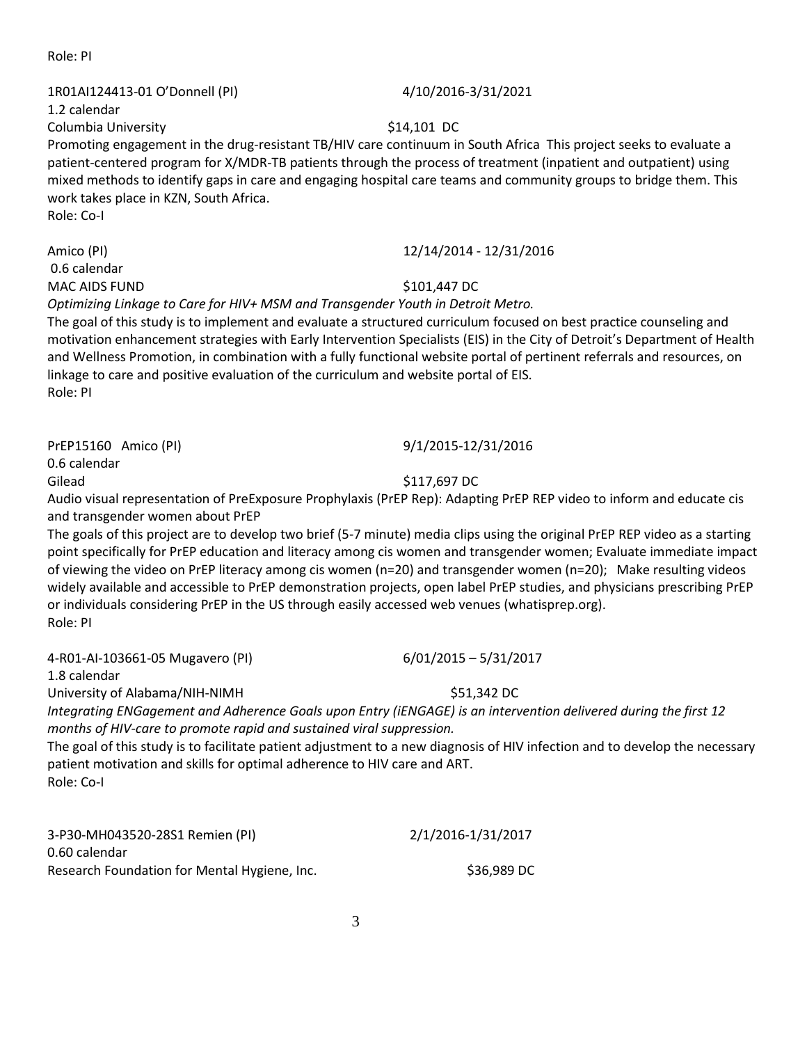Role: PI

1R01AI124413-01 O'Donnell (PI) 4/10/2016-3/31/2021
1.2 calendar
Columbia University $14,101 DC
Promoting engagement in the drug-resistant TB/HIV care continuum in South Africa This project seeks to evaluate a patient-centered program for X/MDR-TB patients through the process of treatment (inpatient and outpatient) using mixed methods to identify gaps in care and engaging hospital care teams and community groups to bridge them. This work takes place in KZN, South Africa.
Role: Co-I

Amico (PI) 12/14/2014 - 12/31/2016
0.6 calendar
MAC AIDS FUND $101,447 DC
*Optimizing Linkage to Care for HIV+ MSM and Transgender Youth in Detroit Metro.*
The goal of this study is to implement and evaluate a structured curriculum focused on best practice counseling and motivation enhancement strategies with Early Intervention Specialists (EIS) in the City of Detroit's Department of Health and Wellness Promotion, in combination with a fully functional website portal of pertinent referrals and resources, on linkage to care and positive evaluation of the curriculum and website portal of EIS.
Role: PI

PrEP15160 Amico (PI) 9/1/2015-12/31/2016
0.6 calendar
Gilead $117,697 DC
Audio visual representation of PreExposure Prophylaxis (PrEP Rep): Adapting PrEP REP video to inform and educate cis and transgender women about PrEP
The goals of this project are to develop two brief (5-7 minute) media clips using the original PrEP REP video as a starting point specifically for PrEP education and literacy among cis women and transgender women; Evaluate immediate impact of viewing the video on PrEP literacy among cis women (n=20) and transgender women (n=20); Make resulting videos widely available and accessible to PrEP demonstration projects, open label PrEP studies, and physicians prescribing PrEP or individuals considering PrEP in the US through easily accessed web venues (whatisprep.org).
Role: PI

4-R01-AI-103661-05 Mugavero (PI) 6/01/2015 – 5/31/2017
1.8 calendar
University of Alabama/NIH-NIMH $51,342 DC
*Integrating ENGagement and Adherence Goals upon Entry (iENGAGE) is an intervention delivered during the first 12 months of HIV-care to promote rapid and sustained viral suppression.*
The goal of this study is to facilitate patient adjustment to a new diagnosis of HIV infection and to develop the necessary patient motivation and skills for optimal adherence to HIV care and ART.
Role: Co-I

3-P30-MH043520-28S1 Remien (PI) 2/1/2016-1/31/2017
0.60 calendar
Research Foundation for Mental Hygiene, Inc. $36,989 DC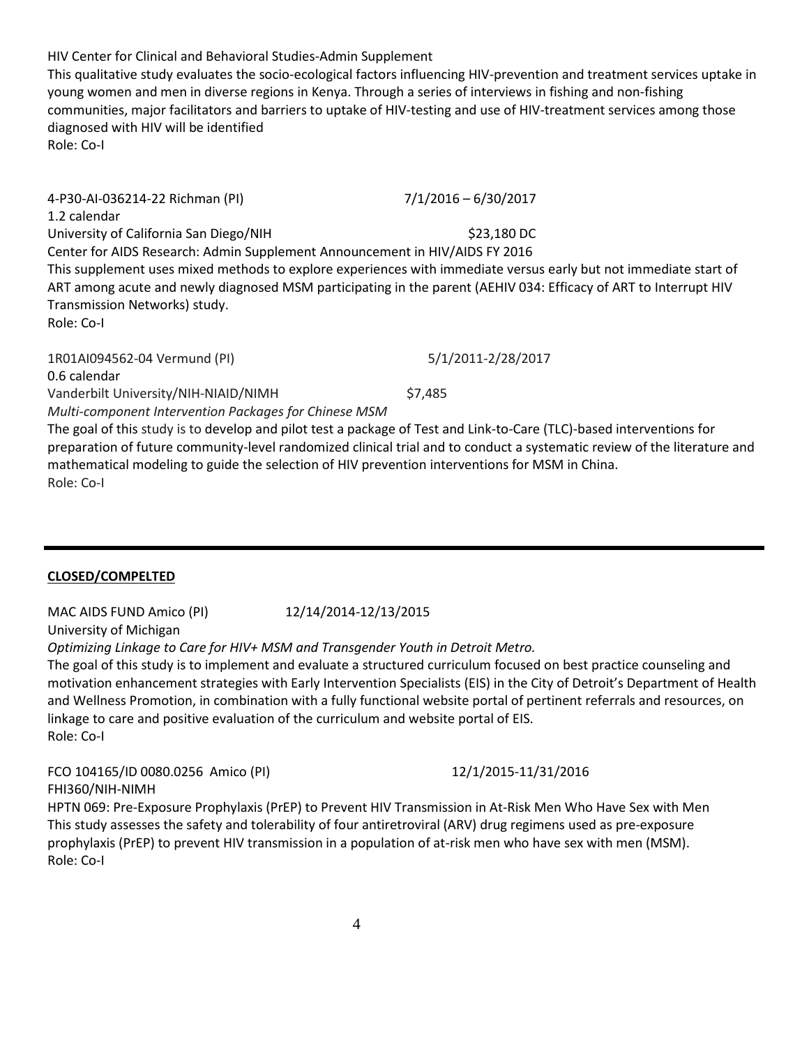HIV Center for Clinical and Behavioral Studies-Admin Supplement
This qualitative study evaluates the socio-ecological factors influencing HIV-prevention and treatment services uptake in young women and men in diverse regions in Kenya. Through a series of interviews in fishing and non-fishing communities, major facilitators and barriers to uptake of HIV-testing and use of HIV-treatment services among those diagnosed with HIV will be identified
Role: Co-I

4-P30-AI-036214-22 Richman (PI) 7/1/2016 – 6/30/2017
1.2 calendar
University of California San Diego/NIH $23,180 DC
Center for AIDS Research: Admin Supplement Announcement in HIV/AIDS FY 2016
This supplement uses mixed methods to explore experiences with immediate versus early but not immediate start of ART among acute and newly diagnosed MSM participating in the parent (AEHIV 034: Efficacy of ART to Interrupt HIV Transmission Networks) study.
Role: Co-I

1R01AI094562-04 Vermund (PI) 5/1/2011-2/28/2017
0.6 calendar
Vanderbilt University/NIH-NIAID/NIMH $7,485
*Multi-component Intervention Packages for Chinese MSM*
The goal of this study is to develop and pilot test a package of Test and Link-to-Care (TLC)-based interventions for preparation of future community-level randomized clinical trial and to conduct a systematic review of the literature and mathematical modeling to guide the selection of HIV prevention interventions for MSM in China.
Role: Co-I

---

**CLOSED/COMPELTED**

MAC AIDS FUND Amico (PI) 12/14/2014-12/13/2015
University of Michigan
*Optimizing Linkage to Care for HIV+ MSM and Transgender Youth in Detroit Metro.*
The goal of this study is to implement and evaluate a structured curriculum focused on best practice counseling and motivation enhancement strategies with Early Intervention Specialists (EIS) in the City of Detroit's Department of Health and Wellness Promotion, in combination with a fully functional website portal of pertinent referrals and resources, on linkage to care and positive evaluation of the curriculum and website portal of EIS.
Role: Co-I

FCO 104165/ID 0080.0256 Amico (PI) 12/1/2015-11/31/2016
FHI360/NIH-NIMH
HPTN 069: Pre-Exposure Prophylaxis (PrEP) to Prevent HIV Transmission in At-Risk Men Who Have Sex with Men
This study assesses the safety and tolerability of four antiretroviral (ARV) drug regimens used as pre-exposure prophylaxis (PrEP) to prevent HIV transmission in a population of at-risk men who have sex with men (MSM).
Role: Co-I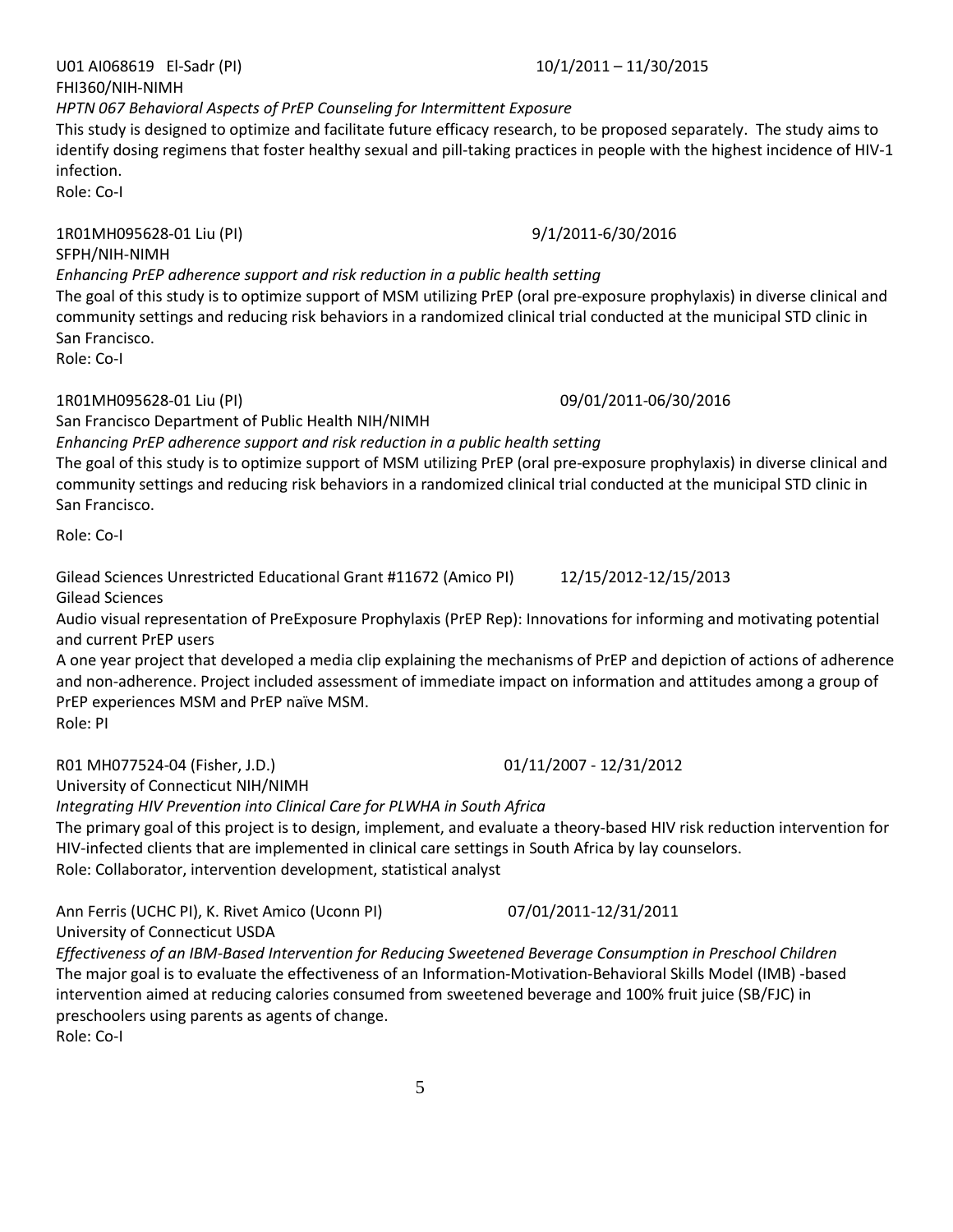U01 AI068619 El-Sadr (PI) 10/1/2011 – 11/30/2015
FHI360/NIH-NIMH
*HPTN 067 Behavioral Aspects of PrEP Counseling for Intermittent Exposure*
This study is designed to optimize and facilitate future efficacy research, to be proposed separately. The study aims to identify dosing regimens that foster healthy sexual and pill-taking practices in people with the highest incidence of HIV-1 infection.
Role: Co-I

1R01MH095628-01 Liu (PI) 9/1/2011-6/30/2016
SFPH/NIH-NIMH
*Enhancing PrEP adherence support and risk reduction in a public health setting*
The goal of this study is to optimize support of MSM utilizing PrEP (oral pre-exposure prophylaxis) in diverse clinical and community settings and reducing risk behaviors in a randomized clinical trial conducted at the municipal STD clinic in San Francisco.
Role: Co-I

1R01MH095628-01 Liu (PI) 09/01/2011-06/30/2016
San Francisco Department of Public Health NIH/NIMH
*Enhancing PrEP adherence support and risk reduction in a public health setting*
The goal of this study is to optimize support of MSM utilizing PrEP (oral pre-exposure prophylaxis) in diverse clinical and community settings and reducing risk behaviors in a randomized clinical trial conducted at the municipal STD clinic in San Francisco.

Role: Co-I

Gilead Sciences Unrestricted Educational Grant #11672 (Amico PI) 12/15/2012-12/15/2013
Gilead Sciences
Audio visual representation of PreExposure Prophylaxis (PrEP Rep): Innovations for informing and motivating potential and current PrEP users
A one year project that developed a media clip explaining the mechanisms of PrEP and depiction of actions of adherence and non-adherence. Project included assessment of immediate impact on information and attitudes among a group of PrEP experiences MSM and PrEP naïve MSM.
Role: PI

R01 MH077524-04 (Fisher, J.D.) 01/11/2007 - 12/31/2012
University of Connecticut NIH/NIMH
*Integrating HIV Prevention into Clinical Care for PLWHA in South Africa*
The primary goal of this project is to design, implement, and evaluate a theory-based HIV risk reduction intervention for HIV-infected clients that are implemented in clinical care settings in South Africa by lay counselors.
Role: Collaborator, intervention development, statistical analyst

Ann Ferris (UCHC PI), K. Rivet Amico (Uconn PI) 07/01/2011-12/31/2011
University of Connecticut USDA
*Effectiveness of an IBM-Based Intervention for Reducing Sweetened Beverage Consumption in Preschool Children*
The major goal is to evaluate the effectiveness of an Information-Motivation-Behavioral Skills Model (IMB) -based intervention aimed at reducing calories consumed from sweetened beverage and 100% fruit juice (SB/FJC) in preschoolers using parents as agents of change.
Role: Co-I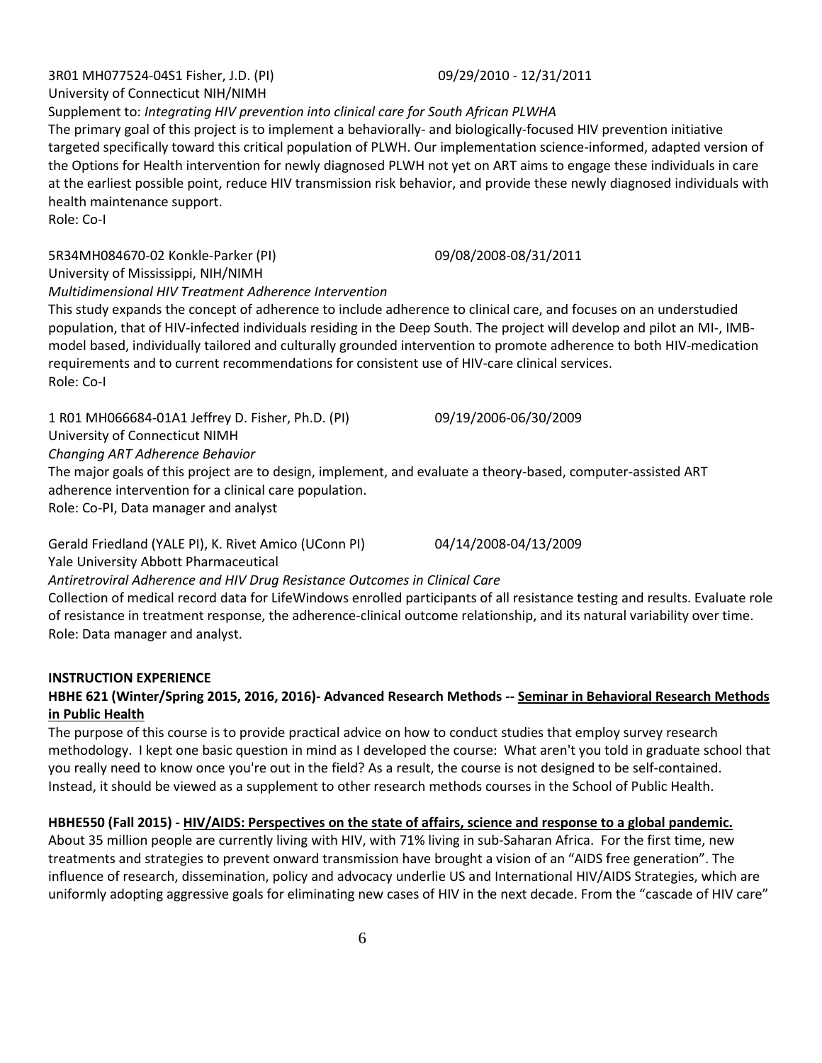3R01 MH077524-04S1 Fisher, J.D. (PI) 09/29/2010 - 12/31/2011
University of Connecticut NIH/NIMH
Supplement to: *Integrating HIV prevention into clinical care for South African PLWHA*
The primary goal of this project is to implement a behaviorally- and biologically-focused HIV prevention initiative targeted specifically toward this critical population of PLWH. Our implementation science-informed, adapted version of the Options for Health intervention for newly diagnosed PLWH not yet on ART aims to engage these individuals in care at the earliest possible point, reduce HIV transmission risk behavior, and provide these newly diagnosed individuals with health maintenance support.
Role: Co-I

5R34MH084670-02 Konkle-Parker (PI) 09/08/2008-08/31/2011
University of Mississippi, NIH/NIMH
*Multidimensional HIV Treatment Adherence Intervention*
This study expands the concept of adherence to include adherence to clinical care, and focuses on an understudied population, that of HIV-infected individuals residing in the Deep South. The project will develop and pilot an MI-, IMB-model based, individually tailored and culturally grounded intervention to promote adherence to both HIV-medication requirements and to current recommendations for consistent use of HIV-care clinical services.
Role: Co-I

1 R01 MH066684-01A1 Jeffrey D. Fisher, Ph.D. (PI) 09/19/2006-06/30/2009
University of Connecticut NIMH
*Changing ART Adherence Behavior*
The major goals of this project are to design, implement, and evaluate a theory-based, computer-assisted ART adherence intervention for a clinical care population.
Role: Co-PI, Data manager and analyst

Gerald Friedland (YALE PI), K. Rivet Amico (UConn PI) 04/14/2008-04/13/2009
Yale University Abbott Pharmaceutical
*Antiretroviral Adherence and HIV Drug Resistance Outcomes in Clinical Care*
Collection of medical record data for LifeWindows enrolled participants of all resistance testing and results. Evaluate role of resistance in treatment response, the adherence-clinical outcome relationship, and its natural variability over time.
Role: Data manager and analyst.

**INSTRUCTION EXPERIENCE**

**HBHE 621 (Winter/Spring 2015, 2016, 2016)- Advanced Research Methods -- Seminar in Behavioral Research Methods in Public Health**

The purpose of this course is to provide practical advice on how to conduct studies that employ survey research methodology. I kept one basic question in mind as I developed the course: What aren't you told in graduate school that you really need to know once you're out in the field? As a result, the course is not designed to be self-contained. Instead, it should be viewed as a supplement to other research methods courses in the School of Public Health.

**HBHE550 (Fall 2015) - HIV/AIDS: Perspectives on the state of affairs, science and response to a global pandemic.**

About 35 million people are currently living with HIV, with 71% living in sub-Saharan Africa. For the first time, new treatments and strategies to prevent onward transmission have brought a vision of an "AIDS free generation". The influence of research, dissemination, policy and advocacy underlie US and International HIV/AIDS Strategies, which are uniformly adopting aggressive goals for eliminating new cases of HIV in the next decade. From the "cascade of HIV care"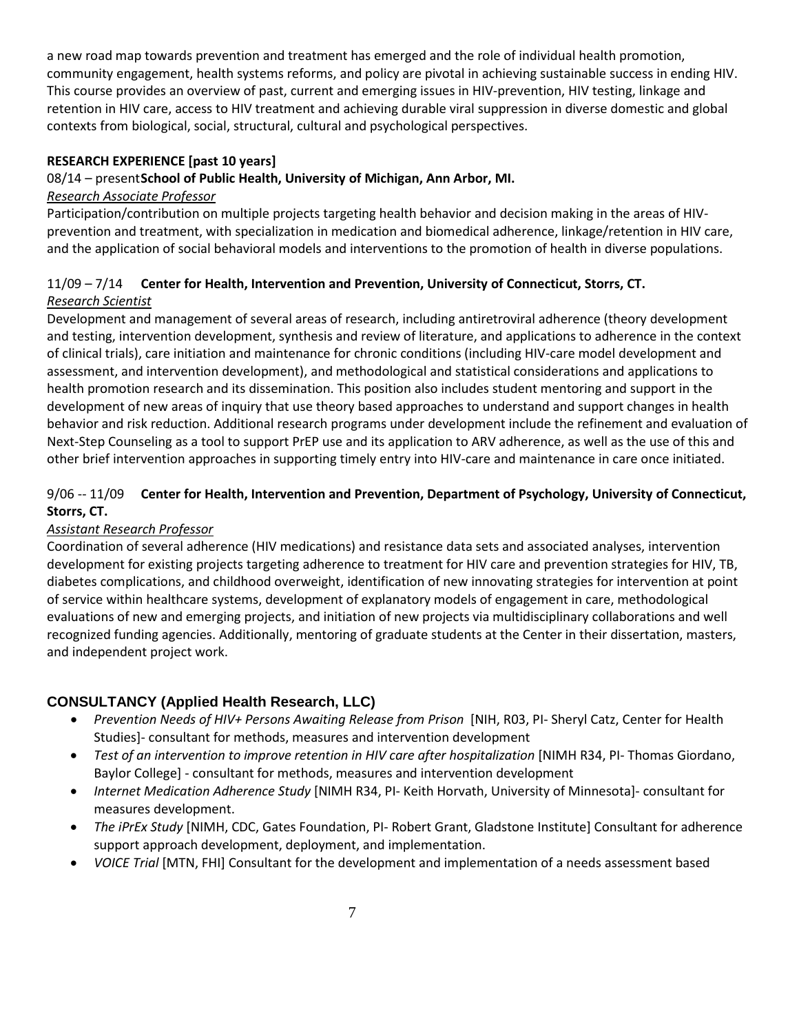a new road map towards prevention and treatment has emerged and the role of individual health promotion, community engagement, health systems reforms, and policy are pivotal in achieving sustainable success in ending HIV. This course provides an overview of past, current and emerging issues in HIV-prevention, HIV testing, linkage and retention in HIV care, access to HIV treatment and achieving durable viral suppression in diverse domestic and global contexts from biological, social, structural, cultural and psychological perspectives.

**RESEARCH EXPERIENCE [past 10 years]**

08/14 – present **School of Public Health, University of Michigan, Ann Arbor, MI.**

*Research Associate Professor*

Participation/contribution on multiple projects targeting health behavior and decision making in the areas of HIV-prevention and treatment, with specialization in medication and biomedical adherence, linkage/retention in HIV care, and the application of social behavioral models and interventions to the promotion of health in diverse populations.

11/09 – 7/14 **Center for Health, Intervention and Prevention, University of Connecticut, Storrs, CT.**

*Research Scientist*

Development and management of several areas of research, including antiretroviral adherence (theory development and testing, intervention development, synthesis and review of literature, and applications to adherence in the context of clinical trials), care initiation and maintenance for chronic conditions (including HIV-care model development and assessment, and intervention development), and methodological and statistical considerations and applications to health promotion research and its dissemination. This position also includes student mentoring and support in the development of new areas of inquiry that use theory based approaches to understand and support changes in health behavior and risk reduction. Additional research programs under development include the refinement and evaluation of Next-Step Counseling as a tool to support PrEP use and its application to ARV adherence, as well as the use of this and other brief intervention approaches in supporting timely entry into HIV-care and maintenance in care once initiated.

9/06 -- 11/09 **Center for Health, Intervention and Prevention, Department of Psychology, University of Connecticut, Storrs, CT.**

*Assistant Research Professor*

Coordination of several adherence (HIV medications) and resistance data sets and associated analyses, intervention development for existing projects targeting adherence to treatment for HIV care and prevention strategies for HIV, TB, diabetes complications, and childhood overweight, identification of new innovating strategies for intervention at point of service within healthcare systems, development of explanatory models of engagement in care, methodological evaluations of new and emerging projects, and initiation of new projects via multidisciplinary collaborations and well recognized funding agencies. Additionally, mentoring of graduate students at the Center in their dissertation, masters, and independent project work.

## CONSULTANCY (Applied Health Research, LLC)

- *Prevention Needs of HIV+ Persons Awaiting Release from Prison* [NIH, R03, PI- Sheryl Catz, Center for Health Studies]- consultant for methods, measures and intervention development
- *Test of an intervention to improve retention in HIV care after hospitalization* [NIMH R34, PI- Thomas Giordano, Baylor College] - consultant for methods, measures and intervention development
- *Internet Medication Adherence Study* [NIMH R34, PI- Keith Horvath, University of Minnesota]- consultant for measures development.
- *The iPrEx Study* [NIMH, CDC, Gates Foundation, PI- Robert Grant, Gladstone Institute] Consultant for adherence support approach development, deployment, and implementation.
- *VOICE Trial* [MTN, FHI] Consultant for the development and implementation of a needs assessment based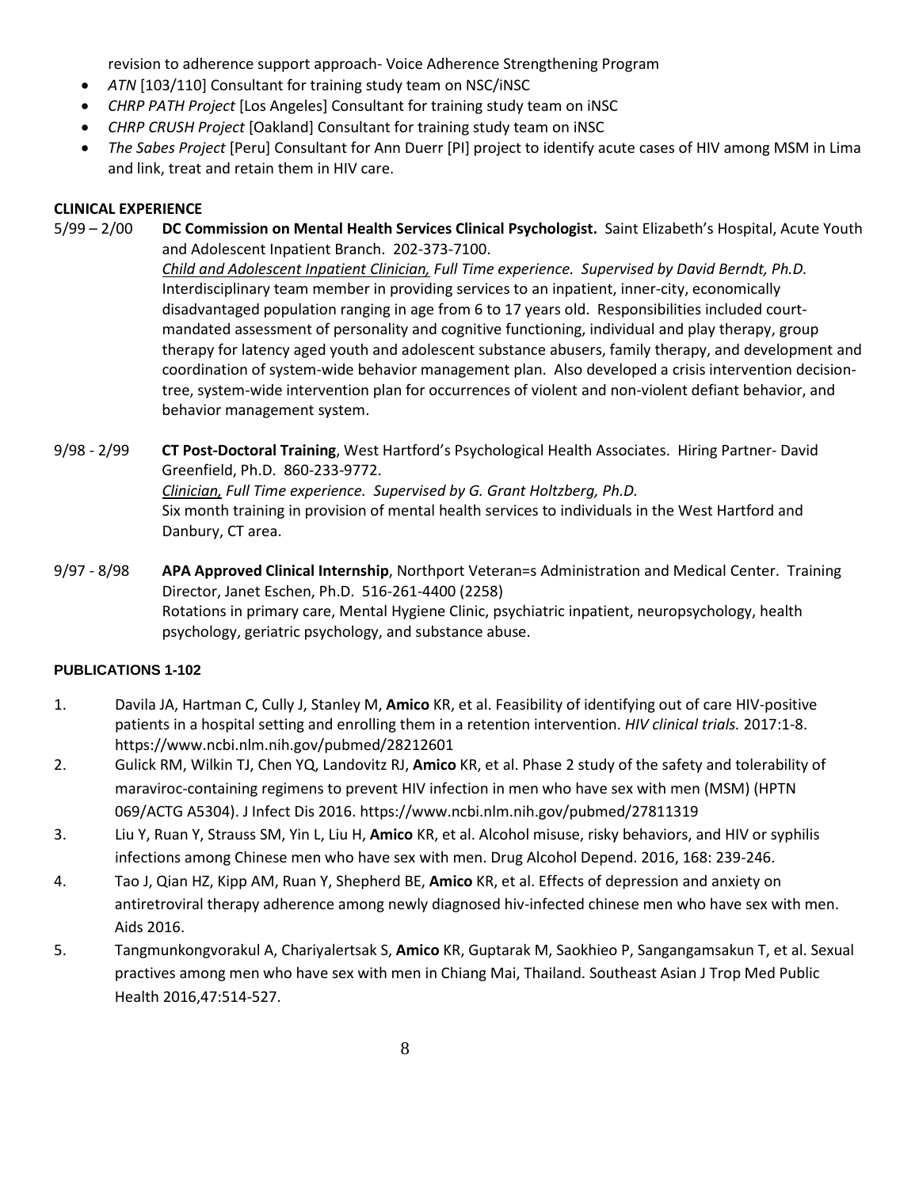revision to adherence support approach- Voice Adherence Strengthening Program

- *ATN* [103/110] Consultant for training study team on NSC/iNSC
- *CHRP PATH Project* [Los Angeles] Consultant for training study team on iNSC
- *CHRP CRUSH Project* [Oakland] Consultant for training study team on iNSC
- *The Sabes Project* [Peru] Consultant for Ann Duerr [PI] project to identify acute cases of HIV among MSM in Lima and link, treat and retain them in HIV care.

**CLINICAL EXPERIENCE**

5/99 – 2/00 **DC Commission on Mental Health Services Clinical Psychologist.** Saint Elizabeth's Hospital, Acute Youth and Adolescent Inpatient Branch. 202-373-7100.
*Child and Adolescent Inpatient Clinician, Full Time experience. Supervised by David Berndt, Ph.D.*
Interdisciplinary team member in providing services to an inpatient, inner-city, economically disadvantaged population ranging in age from 6 to 17 years old. Responsibilities included court-mandated assessment of personality and cognitive functioning, individual and play therapy, group therapy for latency aged youth and adolescent substance abusers, family therapy, and development and coordination of system-wide behavior management plan. Also developed a crisis intervention decision-tree, system-wide intervention plan for occurrences of violent and non-violent defiant behavior, and behavior management system.

9/98 - 2/99 **CT Post-Doctoral Training**, West Hartford's Psychological Health Associates. Hiring Partner- David Greenfield, Ph.D. 860-233-9772.
*Clinician, Full Time experience. Supervised by G. Grant Holtzberg, Ph.D.*
Six month training in provision of mental health services to individuals in the West Hartford and Danbury, CT area.

9/97 - 8/98 **APA Approved Clinical Internship**, Northport Veteran=s Administration and Medical Center. Training Director, Janet Eschen, Ph.D. 516-261-4400 (2258)
Rotations in primary care, Mental Hygiene Clinic, psychiatric inpatient, neuropsychology, health psychology, geriatric psychology, and substance abuse.

**PUBLICATIONS 1-102**

1. Davila JA, Hartman C, Cully J, Stanley M, **Amico** KR, et al. Feasibility of identifying out of care HIV-positive patients in a hospital setting and enrolling them in a retention intervention. *HIV clinical trials.* 2017:1-8. https://www.ncbi.nlm.nih.gov/pubmed/28212601
2. Gulick RM, Wilkin TJ, Chen YQ, Landovitz RJ, **Amico** KR, et al. Phase 2 study of the safety and tolerability of maraviroc-containing regimens to prevent HIV infection in men who have sex with men (MSM) (HPTN 069/ACTG A5304). J Infect Dis 2016. https://www.ncbi.nlm.nih.gov/pubmed/27811319
3. Liu Y, Ruan Y, Strauss SM, Yin L, Liu H, **Amico** KR, et al. Alcohol misuse, risky behaviors, and HIV or syphilis infections among Chinese men who have sex with men. Drug Alcohol Depend. 2016, 168: 239-246.
4. Tao J, Qian HZ, Kipp AM, Ruan Y, Shepherd BE, **Amico** KR, et al. Effects of depression and anxiety on antiretroviral therapy adherence among newly diagnosed hiv-infected chinese men who have sex with men. Aids 2016.
5. Tangmunkongvorakul A, Chariyalertsak S, **Amico** KR, Guptarak M, Saokhieo P, Sangangamsakun T, et al. Sexual practives among men who have sex with men in Chiang Mai, Thailand. Southeast Asian J Trop Med Public Health 2016,47:514-527.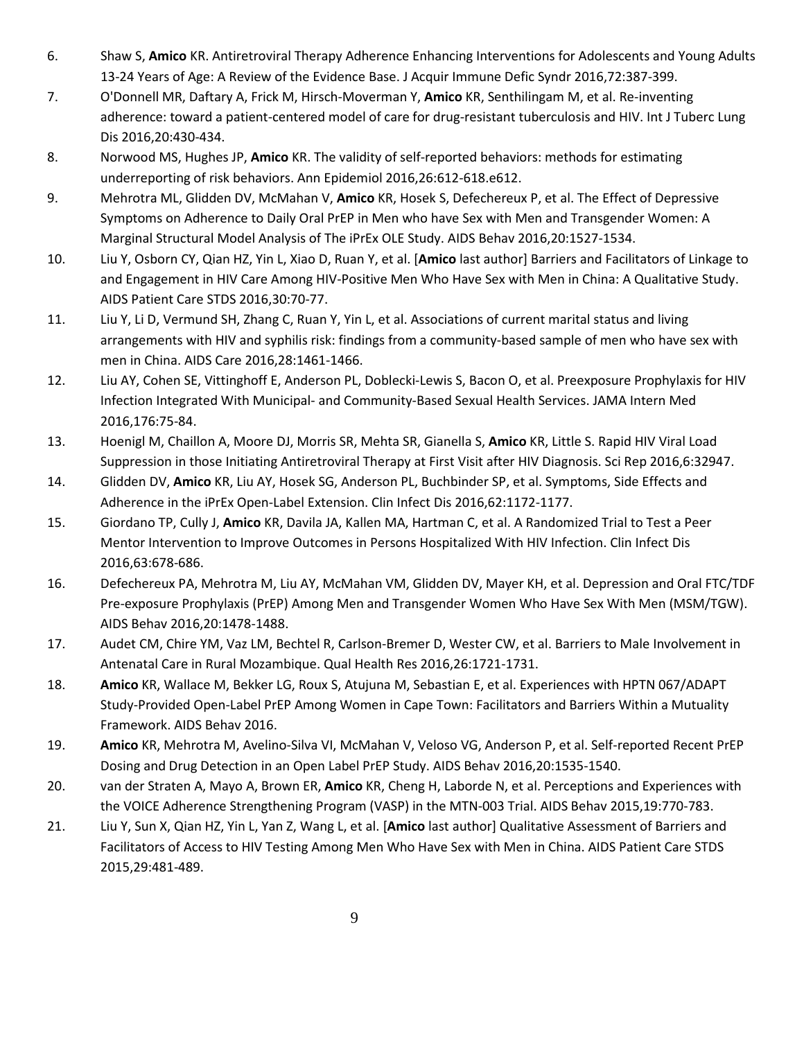6. Shaw S, **Amico** KR. Antiretroviral Therapy Adherence Enhancing Interventions for Adolescents and Young Adults 13-24 Years of Age: A Review of the Evidence Base. J Acquir Immune Defic Syndr 2016,72:387-399.
7. O'Donnell MR, Daftary A, Frick M, Hirsch-Moverman Y, **Amico** KR, Senthilingam M, et al. Re-inventing adherence: toward a patient-centered model of care for drug-resistant tuberculosis and HIV. Int J Tuberc Lung Dis 2016,20:430-434.
8. Norwood MS, Hughes JP, **Amico** KR. The validity of self-reported behaviors: methods for estimating underreporting of risk behaviors. Ann Epidemiol 2016,26:612-618.e612.
9. Mehrotra ML, Glidden DV, McMahan V, **Amico** KR, Hosek S, Defechereux P, et al. The Effect of Depressive Symptoms on Adherence to Daily Oral PrEP in Men who have Sex with Men and Transgender Women: A Marginal Structural Model Analysis of The iPrEx OLE Study. AIDS Behav 2016,20:1527-1534.
10. Liu Y, Osborn CY, Qian HZ, Yin L, Xiao D, Ruan Y, et al. [**Amico** last author] Barriers and Facilitators of Linkage to and Engagement in HIV Care Among HIV-Positive Men Who Have Sex with Men in China: A Qualitative Study. AIDS Patient Care STDS 2016,30:70-77.
11. Liu Y, Li D, Vermund SH, Zhang C, Ruan Y, Yin L, et al. Associations of current marital status and living arrangements with HIV and syphilis risk: findings from a community-based sample of men who have sex with men in China. AIDS Care 2016,28:1461-1466.
12. Liu AY, Cohen SE, Vittinghoff E, Anderson PL, Doblecki-Lewis S, Bacon O, et al. Preexposure Prophylaxis for HIV Infection Integrated With Municipal- and Community-Based Sexual Health Services. JAMA Intern Med 2016,176:75-84.
13. Hoenigl M, Chaillon A, Moore DJ, Morris SR, Mehta SR, Gianella S, **Amico** KR, Little S. Rapid HIV Viral Load Suppression in those Initiating Antiretroviral Therapy at First Visit after HIV Diagnosis. Sci Rep 2016,6:32947.
14. Glidden DV, **Amico** KR, Liu AY, Hosek SG, Anderson PL, Buchbinder SP, et al. Symptoms, Side Effects and Adherence in the iPrEx Open-Label Extension. Clin Infect Dis 2016,62:1172-1177.
15. Giordano TP, Cully J, **Amico** KR, Davila JA, Kallen MA, Hartman C, et al. A Randomized Trial to Test a Peer Mentor Intervention to Improve Outcomes in Persons Hospitalized With HIV Infection. Clin Infect Dis 2016,63:678-686.
16. Defechereux PA, Mehrotra M, Liu AY, McMahan VM, Glidden DV, Mayer KH, et al. Depression and Oral FTC/TDF Pre-exposure Prophylaxis (PrEP) Among Men and Transgender Women Who Have Sex With Men (MSM/TGW). AIDS Behav 2016,20:1478-1488.
17. Audet CM, Chire YM, Vaz LM, Bechtel R, Carlson-Bremer D, Wester CW, et al. Barriers to Male Involvement in Antenatal Care in Rural Mozambique. Qual Health Res 2016,26:1721-1731.
18. **Amico** KR, Wallace M, Bekker LG, Roux S, Atujuna M, Sebastian E, et al. Experiences with HPTN 067/ADAPT Study-Provided Open-Label PrEP Among Women in Cape Town: Facilitators and Barriers Within a Mutuality Framework. AIDS Behav 2016.
19. **Amico** KR, Mehrotra M, Avelino-Silva VI, McMahan V, Veloso VG, Anderson P, et al. Self-reported Recent PrEP Dosing and Drug Detection in an Open Label PrEP Study. AIDS Behav 2016,20:1535-1540.
20. van der Straten A, Mayo A, Brown ER, **Amico** KR, Cheng H, Laborde N, et al. Perceptions and Experiences with the VOICE Adherence Strengthening Program (VASP) in the MTN-003 Trial. AIDS Behav 2015,19:770-783.
21. Liu Y, Sun X, Qian HZ, Yin L, Yan Z, Wang L, et al. [**Amico** last author] Qualitative Assessment of Barriers and Facilitators of Access to HIV Testing Among Men Who Have Sex with Men in China. AIDS Patient Care STDS 2015,29:481-489.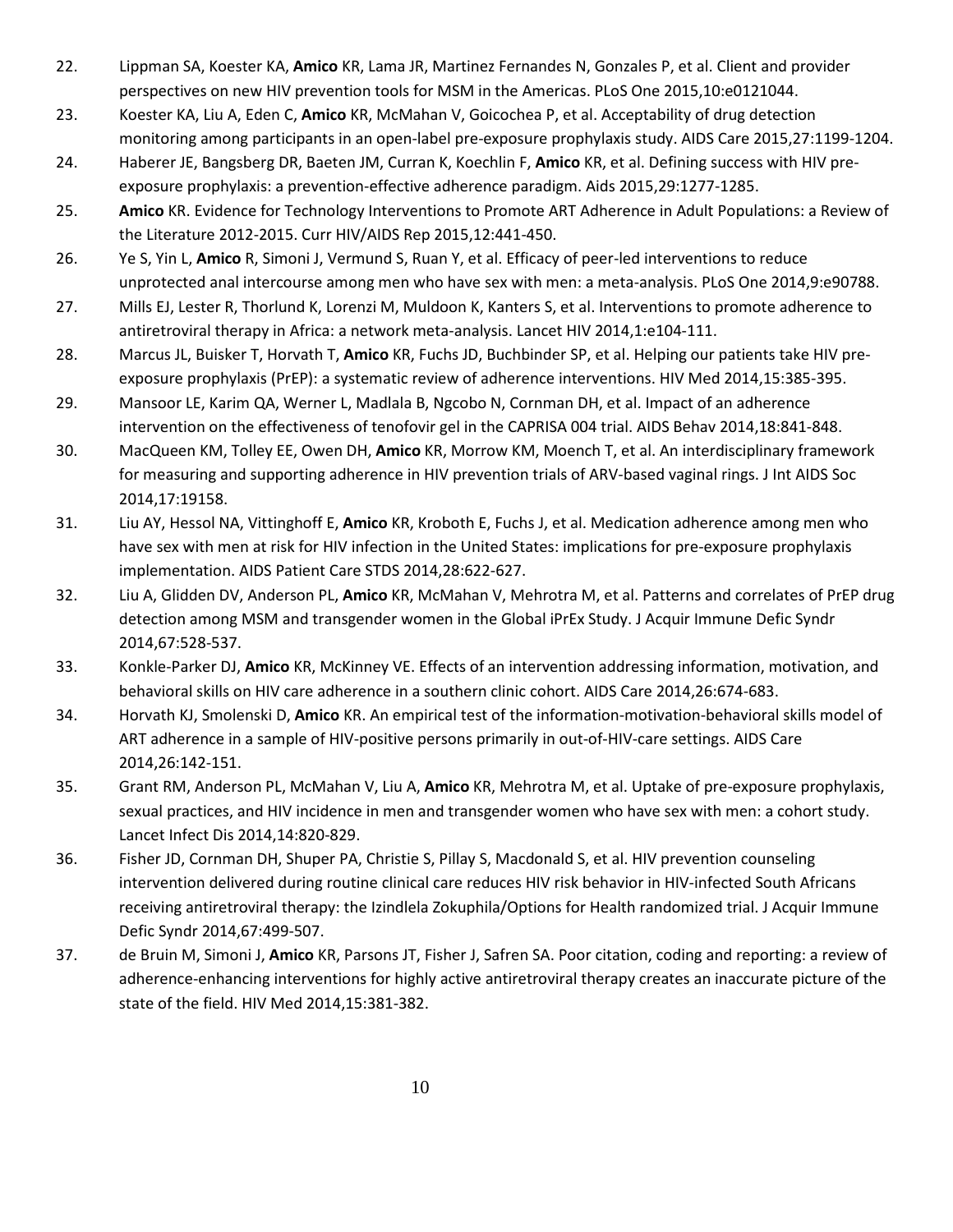22. Lippman SA, Koester KA, **Amico** KR, Lama JR, Martinez Fernandes N, Gonzales P, et al. Client and provider perspectives on new HIV prevention tools for MSM in the Americas. PLoS One 2015,10:e0121044.
23. Koester KA, Liu A, Eden C, **Amico** KR, McMahan V, Goicochea P, et al. Acceptability of drug detection monitoring among participants in an open-label pre-exposure prophylaxis study. AIDS Care 2015,27:1199-1204.
24. Haberer JE, Bangsberg DR, Baeten JM, Curran K, Koechlin F, **Amico** KR, et al. Defining success with HIV pre-exposure prophylaxis: a prevention-effective adherence paradigm. Aids 2015,29:1277-1285.
25. **Amico** KR. Evidence for Technology Interventions to Promote ART Adherence in Adult Populations: a Review of the Literature 2012-2015. Curr HIV/AIDS Rep 2015,12:441-450.
26. Ye S, Yin L, **Amico** R, Simoni J, Vermund S, Ruan Y, et al. Efficacy of peer-led interventions to reduce unprotected anal intercourse among men who have sex with men: a meta-analysis. PLoS One 2014,9:e90788.
27. Mills EJ, Lester R, Thorlund K, Lorenzi M, Muldoon K, Kanters S, et al. Interventions to promote adherence to antiretroviral therapy in Africa: a network meta-analysis. Lancet HIV 2014,1:e104-111.
28. Marcus JL, Buisker T, Horvath T, **Amico** KR, Fuchs JD, Buchbinder SP, et al. Helping our patients take HIV pre-exposure prophylaxis (PrEP): a systematic review of adherence interventions. HIV Med 2014,15:385-395.
29. Mansoor LE, Karim QA, Werner L, Madlala B, Ngcobo N, Cornman DH, et al. Impact of an adherence intervention on the effectiveness of tenofovir gel in the CAPRISA 004 trial. AIDS Behav 2014,18:841-848.
30. MacQueen KM, Tolley EE, Owen DH, **Amico** KR, Morrow KM, Moench T, et al. An interdisciplinary framework for measuring and supporting adherence in HIV prevention trials of ARV-based vaginal rings. J Int AIDS Soc 2014,17:19158.
31. Liu AY, Hessol NA, Vittinghoff E, **Amico** KR, Kroboth E, Fuchs J, et al. Medication adherence among men who have sex with men at risk for HIV infection in the United States: implications for pre-exposure prophylaxis implementation. AIDS Patient Care STDS 2014,28:622-627.
32. Liu A, Glidden DV, Anderson PL, **Amico** KR, McMahan V, Mehrotra M, et al. Patterns and correlates of PrEP drug detection among MSM and transgender women in the Global iPrEx Study. J Acquir Immune Defic Syndr 2014,67:528-537.
33. Konkle-Parker DJ, **Amico** KR, McKinney VE. Effects of an intervention addressing information, motivation, and behavioral skills on HIV care adherence in a southern clinic cohort. AIDS Care 2014,26:674-683.
34. Horvath KJ, Smolenski D, **Amico** KR. An empirical test of the information-motivation-behavioral skills model of ART adherence in a sample of HIV-positive persons primarily in out-of-HIV-care settings. AIDS Care 2014,26:142-151.
35. Grant RM, Anderson PL, McMahan V, Liu A, **Amico** KR, Mehrotra M, et al. Uptake of pre-exposure prophylaxis, sexual practices, and HIV incidence in men and transgender women who have sex with men: a cohort study. Lancet Infect Dis 2014,14:820-829.
36. Fisher JD, Cornman DH, Shuper PA, Christie S, Pillay S, Macdonald S, et al. HIV prevention counseling intervention delivered during routine clinical care reduces HIV risk behavior in HIV-infected South Africans receiving antiretroviral therapy: the Izindlela Zokuphila/Options for Health randomized trial. J Acquir Immune Defic Syndr 2014,67:499-507.
37. de Bruin M, Simoni J, **Amico** KR, Parsons JT, Fisher J, Safren SA. Poor citation, coding and reporting: a review of adherence-enhancing interventions for highly active antiretroviral therapy creates an inaccurate picture of the state of the field. HIV Med 2014,15:381-382.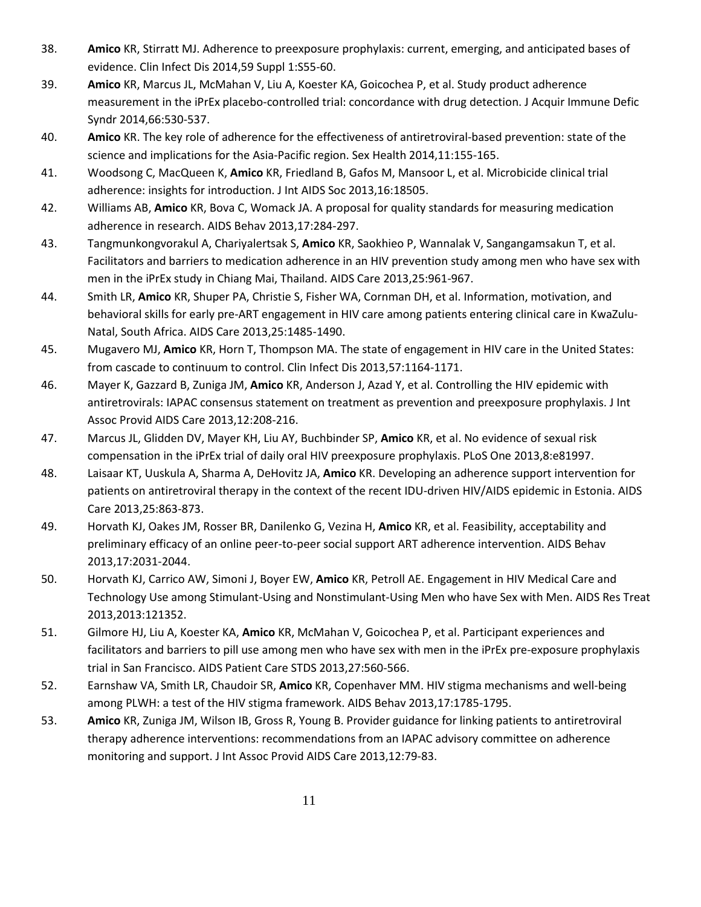38. **Amico** KR, Stirratt MJ. Adherence to preexposure prophylaxis: current, emerging, and anticipated bases of evidence. Clin Infect Dis 2014,59 Suppl 1:S55-60.
39. **Amico** KR, Marcus JL, McMahan V, Liu A, Koester KA, Goicochea P, et al. Study product adherence measurement in the iPrEx placebo-controlled trial: concordance with drug detection. J Acquir Immune Defic Syndr 2014,66:530-537.
40. **Amico** KR. The key role of adherence for the effectiveness of antiretroviral-based prevention: state of the science and implications for the Asia-Pacific region. Sex Health 2014,11:155-165.
41. Woodsong C, MacQueen K, **Amico** KR, Friedland B, Gafos M, Mansoor L, et al. Microbicide clinical trial adherence: insights for introduction. J Int AIDS Soc 2013,16:18505.
42. Williams AB, **Amico** KR, Bova C, Womack JA. A proposal for quality standards for measuring medication adherence in research. AIDS Behav 2013,17:284-297.
43. Tangmunkongvorakul A, Chariyalertsak S, **Amico** KR, Saokhieo P, Wannalak V, Sangangamsakun T, et al. Facilitators and barriers to medication adherence in an HIV prevention study among men who have sex with men in the iPrEx study in Chiang Mai, Thailand. AIDS Care 2013,25:961-967.
44. Smith LR, **Amico** KR, Shuper PA, Christie S, Fisher WA, Cornman DH, et al. Information, motivation, and behavioral skills for early pre-ART engagement in HIV care among patients entering clinical care in KwaZulu-Natal, South Africa. AIDS Care 2013,25:1485-1490.
45. Mugavero MJ, **Amico** KR, Horn T, Thompson MA. The state of engagement in HIV care in the United States: from cascade to continuum to control. Clin Infect Dis 2013,57:1164-1171.
46. Mayer K, Gazzard B, Zuniga JM, **Amico** KR, Anderson J, Azad Y, et al. Controlling the HIV epidemic with antiretrovirals: IAPAC consensus statement on treatment as prevention and preexposure prophylaxis. J Int Assoc Provid AIDS Care 2013,12:208-216.
47. Marcus JL, Glidden DV, Mayer KH, Liu AY, Buchbinder SP, **Amico** KR, et al. No evidence of sexual risk compensation in the iPrEx trial of daily oral HIV preexposure prophylaxis. PLoS One 2013,8:e81997.
48. Laisaar KT, Uuskula A, Sharma A, DeHovitz JA, **Amico** KR. Developing an adherence support intervention for patients on antiretroviral therapy in the context of the recent IDU-driven HIV/AIDS epidemic in Estonia. AIDS Care 2013,25:863-873.
49. Horvath KJ, Oakes JM, Rosser BR, Danilenko G, Vezina H, **Amico** KR, et al. Feasibility, acceptability and preliminary efficacy of an online peer-to-peer social support ART adherence intervention. AIDS Behav 2013,17:2031-2044.
50. Horvath KJ, Carrico AW, Simoni J, Boyer EW, **Amico** KR, Petroll AE. Engagement in HIV Medical Care and Technology Use among Stimulant-Using and Nonstimulant-Using Men who have Sex with Men. AIDS Res Treat 2013,2013:121352.
51. Gilmore HJ, Liu A, Koester KA, **Amico** KR, McMahan V, Goicochea P, et al. Participant experiences and facilitators and barriers to pill use among men who have sex with men in the iPrEx pre-exposure prophylaxis trial in San Francisco. AIDS Patient Care STDS 2013,27:560-566.
52. Earnshaw VA, Smith LR, Chaudoir SR, **Amico** KR, Copenhaver MM. HIV stigma mechanisms and well-being among PLWH: a test of the HIV stigma framework. AIDS Behav 2013,17:1785-1795.
53. **Amico** KR, Zuniga JM, Wilson IB, Gross R, Young B. Provider guidance for linking patients to antiretroviral therapy adherence interventions: recommendations from an IAPAC advisory committee on adherence monitoring and support. J Int Assoc Provid AIDS Care 2013,12:79-83.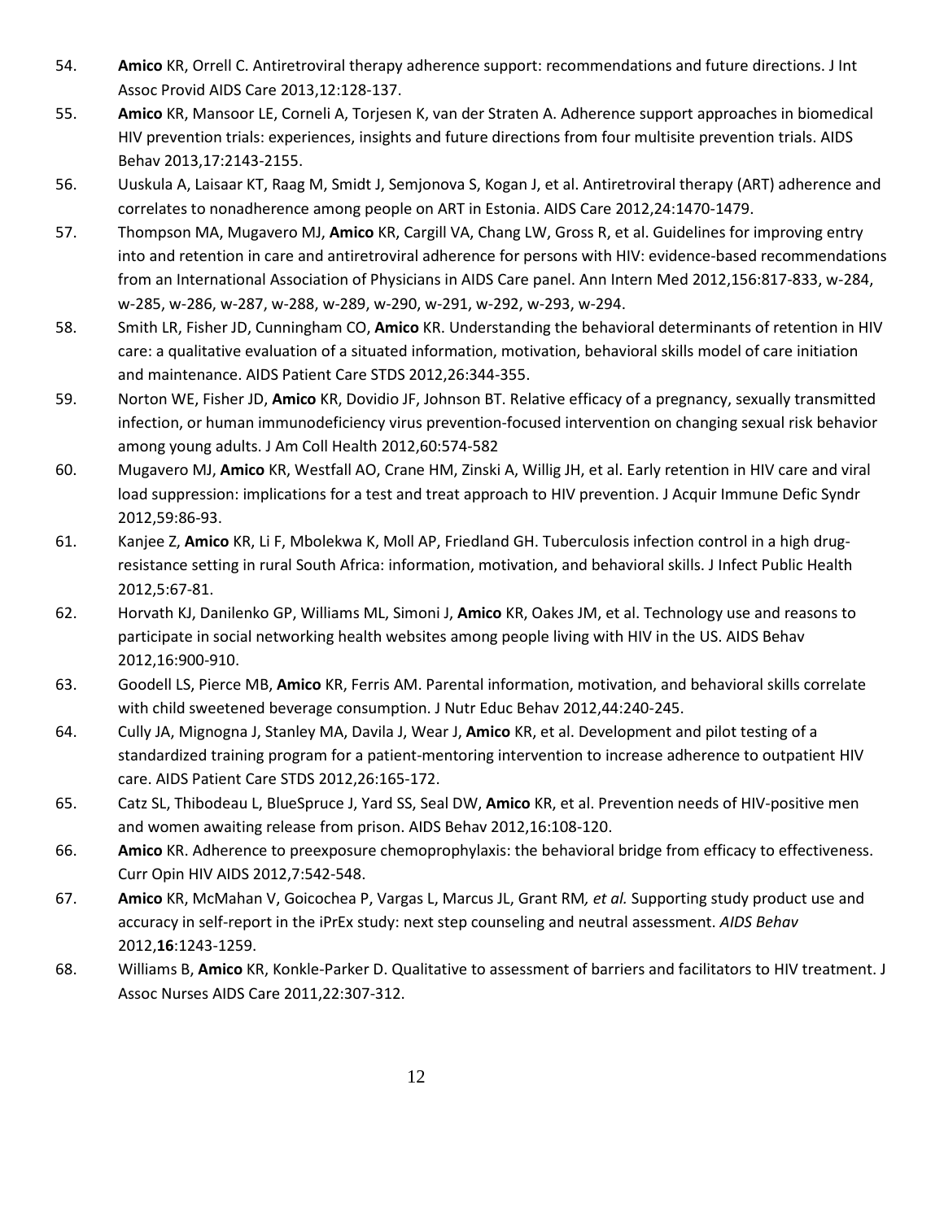54. **Amico** KR, Orrell C. Antiretroviral therapy adherence support: recommendations and future directions. J Int Assoc Provid AIDS Care 2013,12:128-137.
55. **Amico** KR, Mansoor LE, Corneli A, Torjesen K, van der Straten A. Adherence support approaches in biomedical HIV prevention trials: experiences, insights and future directions from four multisite prevention trials. AIDS Behav 2013,17:2143-2155.
56. Uuskula A, Laisaar KT, Raag M, Smidt J, Semjonova S, Kogan J, et al. Antiretroviral therapy (ART) adherence and correlates to nonadherence among people on ART in Estonia. AIDS Care 2012,24:1470-1479.
57. Thompson MA, Mugavero MJ, **Amico** KR, Cargill VA, Chang LW, Gross R, et al. Guidelines for improving entry into and retention in care and antiretroviral adherence for persons with HIV: evidence-based recommendations from an International Association of Physicians in AIDS Care panel. Ann Intern Med 2012,156:817-833, w-284, w-285, w-286, w-287, w-288, w-289, w-290, w-291, w-292, w-293, w-294.
58. Smith LR, Fisher JD, Cunningham CO, **Amico** KR. Understanding the behavioral determinants of retention in HIV care: a qualitative evaluation of a situated information, motivation, behavioral skills model of care initiation and maintenance. AIDS Patient Care STDS 2012,26:344-355.
59. Norton WE, Fisher JD, **Amico** KR, Dovidio JF, Johnson BT. Relative efficacy of a pregnancy, sexually transmitted infection, or human immunodeficiency virus prevention-focused intervention on changing sexual risk behavior among young adults. J Am Coll Health 2012,60:574-582
60. Mugavero MJ, **Amico** KR, Westfall AO, Crane HM, Zinski A, Willig JH, et al. Early retention in HIV care and viral load suppression: implications for a test and treat approach to HIV prevention. J Acquir Immune Defic Syndr 2012,59:86-93.
61. Kanjee Z, **Amico** KR, Li F, Mbolekwa K, Moll AP, Friedland GH. Tuberculosis infection control in a high drug-resistance setting in rural South Africa: information, motivation, and behavioral skills. J Infect Public Health 2012,5:67-81.
62. Horvath KJ, Danilenko GP, Williams ML, Simoni J, **Amico** KR, Oakes JM, et al. Technology use and reasons to participate in social networking health websites among people living with HIV in the US. AIDS Behav 2012,16:900-910.
63. Goodell LS, Pierce MB, **Amico** KR, Ferris AM. Parental information, motivation, and behavioral skills correlate with child sweetened beverage consumption. J Nutr Educ Behav 2012,44:240-245.
64. Cully JA, Mignogna J, Stanley MA, Davila J, Wear J, **Amico** KR, et al. Development and pilot testing of a standardized training program for a patient-mentoring intervention to increase adherence to outpatient HIV care. AIDS Patient Care STDS 2012,26:165-172.
65. Catz SL, Thibodeau L, BlueSpruce J, Yard SS, Seal DW, **Amico** KR, et al. Prevention needs of HIV-positive men and women awaiting release from prison. AIDS Behav 2012,16:108-120.
66. **Amico** KR. Adherence to preexposure chemoprophylaxis: the behavioral bridge from efficacy to effectiveness. Curr Opin HIV AIDS 2012,7:542-548.
67. **Amico** KR, McMahan V, Goicochea P, Vargas L, Marcus JL, Grant RM*, et al.* Supporting study product use and accuracy in self-report in the iPrEx study: next step counseling and neutral assessment. *AIDS Behav* 2012,**16**:1243-1259.
68. Williams B, **Amico** KR, Konkle-Parker D. Qualitative to assessment of barriers and facilitators to HIV treatment. J Assoc Nurses AIDS Care 2011,22:307-312.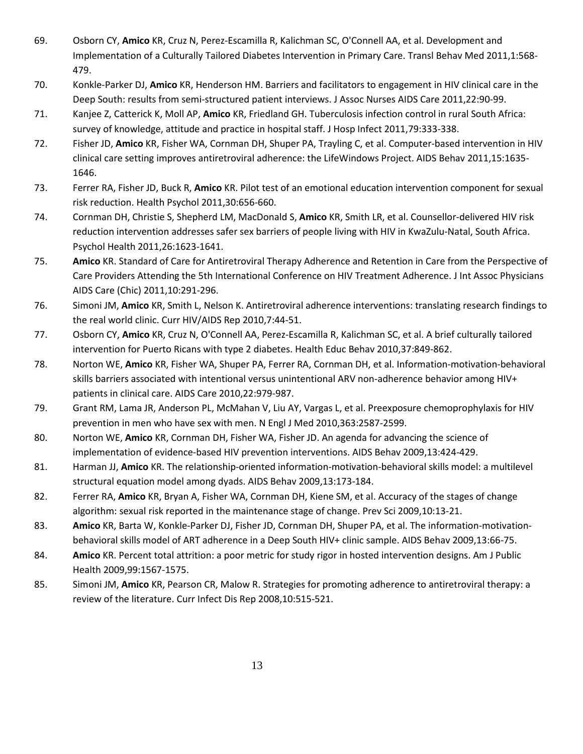69. Osborn CY, **Amico** KR, Cruz N, Perez-Escamilla R, Kalichman SC, O'Connell AA, et al. Development and Implementation of a Culturally Tailored Diabetes Intervention in Primary Care. Transl Behav Med 2011,1:568-479.
70. Konkle-Parker DJ, **Amico** KR, Henderson HM. Barriers and facilitators to engagement in HIV clinical care in the Deep South: results from semi-structured patient interviews. J Assoc Nurses AIDS Care 2011,22:90-99.
71. Kanjee Z, Catterick K, Moll AP, **Amico** KR, Friedland GH. Tuberculosis infection control in rural South Africa: survey of knowledge, attitude and practice in hospital staff. J Hosp Infect 2011,79:333-338.
72. Fisher JD, **Amico** KR, Fisher WA, Cornman DH, Shuper PA, Trayling C, et al. Computer-based intervention in HIV clinical care setting improves antiretroviral adherence: the LifeWindows Project. AIDS Behav 2011,15:1635-1646.
73. Ferrer RA, Fisher JD, Buck R, **Amico** KR. Pilot test of an emotional education intervention component for sexual risk reduction. Health Psychol 2011,30:656-660.
74. Cornman DH, Christie S, Shepherd LM, MacDonald S, **Amico** KR, Smith LR, et al. Counsellor-delivered HIV risk reduction intervention addresses safer sex barriers of people living with HIV in KwaZulu-Natal, South Africa. Psychol Health 2011,26:1623-1641.
75. **Amico** KR. Standard of Care for Antiretroviral Therapy Adherence and Retention in Care from the Perspective of Care Providers Attending the 5th International Conference on HIV Treatment Adherence. J Int Assoc Physicians AIDS Care (Chic) 2011,10:291-296.
76. Simoni JM, **Amico** KR, Smith L, Nelson K. Antiretroviral adherence interventions: translating research findings to the real world clinic. Curr HIV/AIDS Rep 2010,7:44-51.
77. Osborn CY, **Amico** KR, Cruz N, O'Connell AA, Perez-Escamilla R, Kalichman SC, et al. A brief culturally tailored intervention for Puerto Ricans with type 2 diabetes. Health Educ Behav 2010,37:849-862.
78. Norton WE, **Amico** KR, Fisher WA, Shuper PA, Ferrer RA, Cornman DH, et al. Information-motivation-behavioral skills barriers associated with intentional versus unintentional ARV non-adherence behavior among HIV+ patients in clinical care. AIDS Care 2010,22:979-987.
79. Grant RM, Lama JR, Anderson PL, McMahan V, Liu AY, Vargas L, et al. Preexposure chemoprophylaxis for HIV prevention in men who have sex with men. N Engl J Med 2010,363:2587-2599.
80. Norton WE, **Amico** KR, Cornman DH, Fisher WA, Fisher JD. An agenda for advancing the science of implementation of evidence-based HIV prevention interventions. AIDS Behav 2009,13:424-429.
81. Harman JJ, **Amico** KR. The relationship-oriented information-motivation-behavioral skills model: a multilevel structural equation model among dyads. AIDS Behav 2009,13:173-184.
82. Ferrer RA, **Amico** KR, Bryan A, Fisher WA, Cornman DH, Kiene SM, et al. Accuracy of the stages of change algorithm: sexual risk reported in the maintenance stage of change. Prev Sci 2009,10:13-21.
83. **Amico** KR, Barta W, Konkle-Parker DJ, Fisher JD, Cornman DH, Shuper PA, et al. The information-motivation-behavioral skills model of ART adherence in a Deep South HIV+ clinic sample. AIDS Behav 2009,13:66-75.
84. **Amico** KR. Percent total attrition: a poor metric for study rigor in hosted intervention designs. Am J Public Health 2009,99:1567-1575.
85. Simoni JM, **Amico** KR, Pearson CR, Malow R. Strategies for promoting adherence to antiretroviral therapy: a review of the literature. Curr Infect Dis Rep 2008,10:515-521.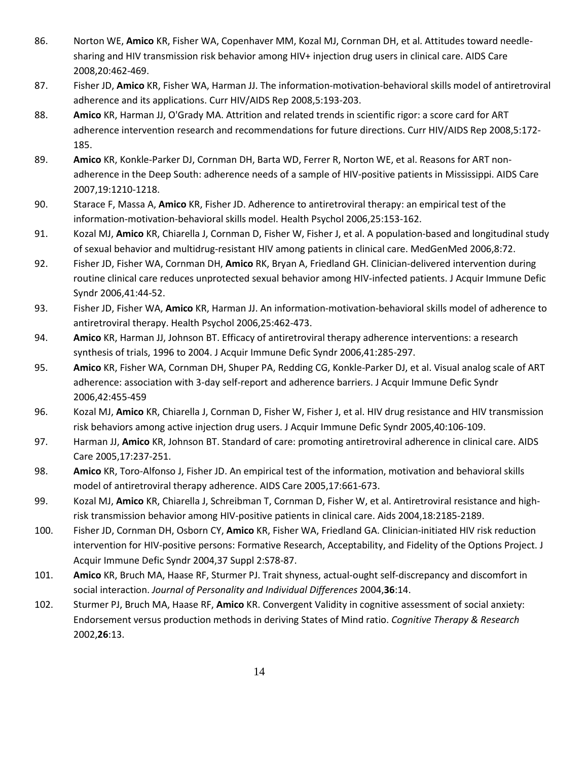86. Norton WE, **Amico** KR, Fisher WA, Copenhaver MM, Kozal MJ, Cornman DH, et al. Attitudes toward needle-sharing and HIV transmission risk behavior among HIV+ injection drug users in clinical care. AIDS Care 2008,20:462-469.
87. Fisher JD, **Amico** KR, Fisher WA, Harman JJ. The information-motivation-behavioral skills model of antiretroviral adherence and its applications. Curr HIV/AIDS Rep 2008,5:193-203.
88. **Amico** KR, Harman JJ, O'Grady MA. Attrition and related trends in scientific rigor: a score card for ART adherence intervention research and recommendations for future directions. Curr HIV/AIDS Rep 2008,5:172-185.
89. **Amico** KR, Konkle-Parker DJ, Cornman DH, Barta WD, Ferrer R, Norton WE, et al. Reasons for ART non-adherence in the Deep South: adherence needs of a sample of HIV-positive patients in Mississippi. AIDS Care 2007,19:1210-1218.
90. Starace F, Massa A, **Amico** KR, Fisher JD. Adherence to antiretroviral therapy: an empirical test of the information-motivation-behavioral skills model. Health Psychol 2006,25:153-162.
91. Kozal MJ, **Amico** KR, Chiarella J, Cornman D, Fisher W, Fisher J, et al. A population-based and longitudinal study of sexual behavior and multidrug-resistant HIV among patients in clinical care. MedGenMed 2006,8:72.
92. Fisher JD, Fisher WA, Cornman DH, **Amico** RK, Bryan A, Friedland GH. Clinician-delivered intervention during routine clinical care reduces unprotected sexual behavior among HIV-infected patients. J Acquir Immune Defic Syndr 2006,41:44-52.
93. Fisher JD, Fisher WA, **Amico** KR, Harman JJ. An information-motivation-behavioral skills model of adherence to antiretroviral therapy. Health Psychol 2006,25:462-473.
94. **Amico** KR, Harman JJ, Johnson BT. Efficacy of antiretroviral therapy adherence interventions: a research synthesis of trials, 1996 to 2004. J Acquir Immune Defic Syndr 2006,41:285-297.
95. **Amico** KR, Fisher WA, Cornman DH, Shuper PA, Redding CG, Konkle-Parker DJ, et al. Visual analog scale of ART adherence: association with 3-day self-report and adherence barriers. J Acquir Immune Defic Syndr 2006,42:455-459
96. Kozal MJ, **Amico** KR, Chiarella J, Cornman D, Fisher W, Fisher J, et al. HIV drug resistance and HIV transmission risk behaviors among active injection drug users. J Acquir Immune Defic Syndr 2005,40:106-109.
97. Harman JJ, **Amico** KR, Johnson BT. Standard of care: promoting antiretroviral adherence in clinical care. AIDS Care 2005,17:237-251.
98. **Amico** KR, Toro-Alfonso J, Fisher JD. An empirical test of the information, motivation and behavioral skills model of antiretroviral therapy adherence. AIDS Care 2005,17:661-673.
99. Kozal MJ, **Amico** KR, Chiarella J, Schreibman T, Cornman D, Fisher W, et al. Antiretroviral resistance and high-risk transmission behavior among HIV-positive patients in clinical care. Aids 2004,18:2185-2189.
100. Fisher JD, Cornman DH, Osborn CY, **Amico** KR, Fisher WA, Friedland GA. Clinician-initiated HIV risk reduction intervention for HIV-positive persons: Formative Research, Acceptability, and Fidelity of the Options Project. J Acquir Immune Defic Syndr 2004,37 Suppl 2:S78-87.
101. **Amico** KR, Bruch MA, Haase RF, Sturmer PJ. Trait shyness, actual-ought self-discrepancy and discomfort in social interaction. *Journal of Personality and Individual Differences* 2004,**36**:14.
102. Sturmer PJ, Bruch MA, Haase RF, **Amico** KR. Convergent Validity in cognitive assessment of social anxiety: Endorsement versus production methods in deriving States of Mind ratio. *Cognitive Therapy & Research* 2002,**26**:13.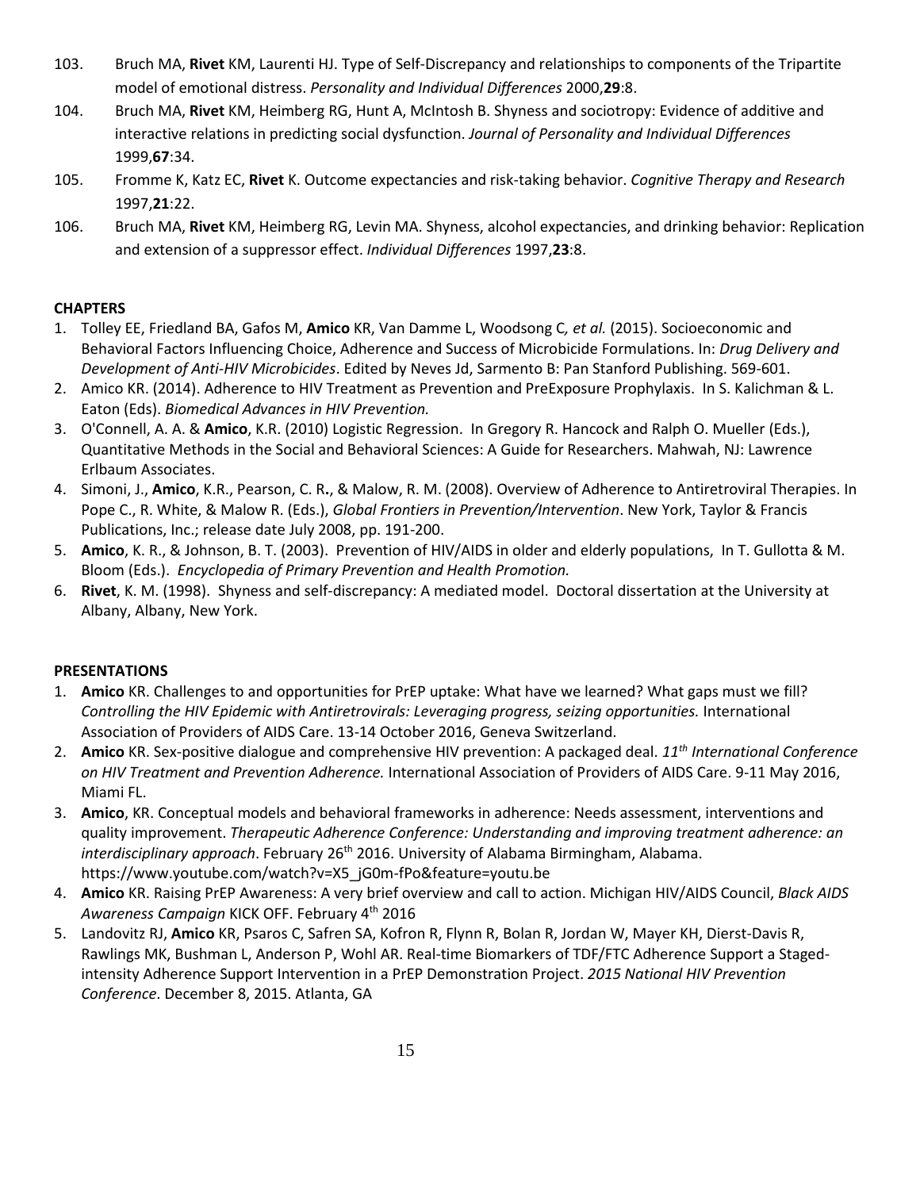103. Bruch MA, **Rivet** KM, Laurenti HJ. Type of Self-Discrepancy and relationships to components of the Tripartite model of emotional distress. *Personality and Individual Differences* 2000,**29**:8.
104. Bruch MA, **Rivet** KM, Heimberg RG, Hunt A, McIntosh B. Shyness and sociotropy: Evidence of additive and interactive relations in predicting social dysfunction. *Journal of Personality and Individual Differences* 1999,**67**:34.
105. Fromme K, Katz EC, **Rivet** K. Outcome expectancies and risk-taking behavior. *Cognitive Therapy and Research* 1997,**21**:22.
106. Bruch MA, **Rivet** KM, Heimberg RG, Levin MA. Shyness, alcohol expectancies, and drinking behavior: Replication and extension of a suppressor effect. *Individual Differences* 1997,**23**:8.

**CHAPTERS**

1. Tolley EE, Friedland BA, Gafos M, **Amico** KR, Van Damme L, Woodsong C*, et al.* (2015). Socioeconomic and Behavioral Factors Influencing Choice, Adherence and Success of Microbicide Formulations. In: *Drug Delivery and Development of Anti-HIV Microbicides*. Edited by Neves Jd, Sarmento B: Pan Stanford Publishing. 569-601.
2. Amico KR. (2014). Adherence to HIV Treatment as Prevention and PreExposure Prophylaxis. In S. Kalichman & L. Eaton (Eds). *Biomedical Advances in HIV Prevention.*
3. O'Connell, A. A. & **Amico**, K.R. (2010) Logistic Regression. In Gregory R. Hancock and Ralph O. Mueller (Eds.), Quantitative Methods in the Social and Behavioral Sciences: A Guide for Researchers. Mahwah, NJ: Lawrence Erlbaum Associates.
4. Simoni, J., **Amico**, K.R., Pearson, C. R**.**, & Malow, R. M. (2008). Overview of Adherence to Antiretroviral Therapies. In Pope C., R. White, & Malow R. (Eds.), *Global Frontiers in Prevention/Intervention*. New York, Taylor & Francis Publications, Inc.; release date July 2008, pp. 191-200.
5. **Amico**, K. R., & Johnson, B. T. (2003). Prevention of HIV/AIDS in older and elderly populations, In T. Gullotta & M. Bloom (Eds.). *Encyclopedia of Primary Prevention and Health Promotion.*
6. **Rivet**, K. M. (1998). Shyness and self-discrepancy: A mediated model. Doctoral dissertation at the University at Albany, Albany, New York.

**PRESENTATIONS**

1. **Amico** KR. Challenges to and opportunities for PrEP uptake: What have we learned? What gaps must we fill? *Controlling the HIV Epidemic with Antiretrovirals: Leveraging progress, seizing opportunities.* International Association of Providers of AIDS Care. 13-14 October 2016, Geneva Switzerland.
2. **Amico** KR. Sex-positive dialogue and comprehensive HIV prevention: A packaged deal. *11th International Conference on HIV Treatment and Prevention Adherence.* International Association of Providers of AIDS Care. 9-11 May 2016, Miami FL.
3. **Amico**, KR. Conceptual models and behavioral frameworks in adherence: Needs assessment, interventions and quality improvement. *Therapeutic Adherence Conference: Understanding and improving treatment adherence: an interdisciplinary approach*. February 26th 2016. University of Alabama Birmingham, Alabama. https://www.youtube.com/watch?v=X5_jG0m-fPo&feature=youtu.be
4. **Amico** KR. Raising PrEP Awareness: A very brief overview and call to action. Michigan HIV/AIDS Council, *Black AIDS Awareness Campaign* KICK OFF. February 4th 2016
5. Landovitz RJ, **Amico** KR, Psaros C, Safren SA, Kofron R, Flynn R, Bolan R, Jordan W, Mayer KH, Dierst-Davis R, Rawlings MK, Bushman L, Anderson P, Wohl AR. Real-time Biomarkers of TDF/FTC Adherence Support a Staged-intensity Adherence Support Intervention in a PrEP Demonstration Project. *2015 National HIV Prevention Conference*. December 8, 2015. Atlanta, GA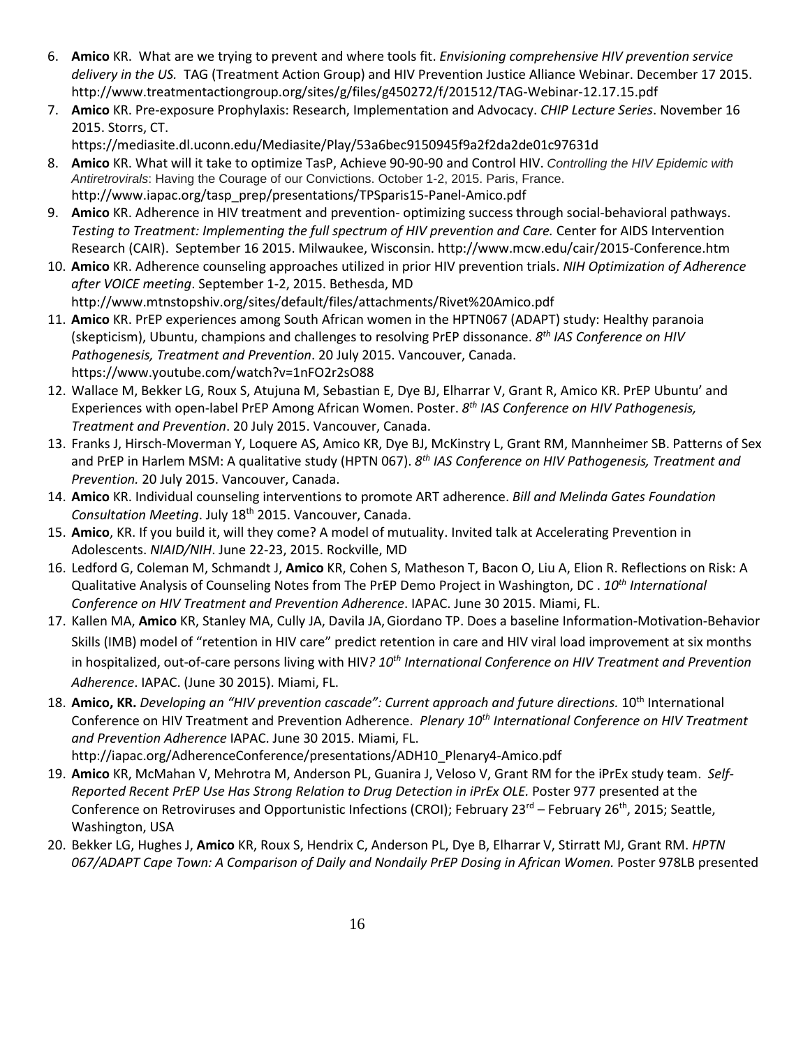6. **Amico** KR. What are we trying to prevent and where tools fit. *Envisioning comprehensive HIV prevention service delivery in the US.* TAG (Treatment Action Group) and HIV Prevention Justice Alliance Webinar. December 17 2015. http://www.treatmentactiongroup.org/sites/g/files/g450272/f/201512/TAG-Webinar-12.17.15.pdf
7. **Amico** KR. Pre-exposure Prophylaxis: Research, Implementation and Advocacy. *CHIP Lecture Series*. November 16 2015. Storrs, CT. https://mediasite.dl.uconn.edu/Mediasite/Play/53a6bec9150945f9a2f2da2de01c97631d
8. **Amico** KR. What will it take to optimize TasP, Achieve 90-90-90 and Control HIV. *Controlling the HIV Epidemic with Antiretrovirals*: Having the Courage of our Convictions. October 1-2, 2015. Paris, France. http://www.iapac.org/tasp_prep/presentations/TPSparis15-Panel-Amico.pdf
9. **Amico** KR. Adherence in HIV treatment and prevention- optimizing success through social-behavioral pathways. *Testing to Treatment: Implementing the full spectrum of HIV prevention and Care.* Center for AIDS Intervention Research (CAIR). September 16 2015. Milwaukee, Wisconsin. http://www.mcw.edu/cair/2015-Conference.htm
10. **Amico** KR. Adherence counseling approaches utilized in prior HIV prevention trials. *NIH Optimization of Adherence after VOICE meeting*. September 1-2, 2015. Bethesda, MD http://www.mtnstopshiv.org/sites/default/files/attachments/Rivet%20Amico.pdf
11. **Amico** KR. PrEP experiences among South African women in the HPTN067 (ADAPT) study: Healthy paranoia (skepticism), Ubuntu, champions and challenges to resolving PrEP dissonance. *8th IAS Conference on HIV Pathogenesis, Treatment and Prevention*. 20 July 2015. Vancouver, Canada. https://www.youtube.com/watch?v=1nFO2r2sO88
12. Wallace M, Bekker LG, Roux S, Atujuna M, Sebastian E, Dye BJ, Elharrar V, Grant R, Amico KR. PrEP Ubuntu' and Experiences with open-label PrEP Among African Women. Poster. *8th IAS Conference on HIV Pathogenesis, Treatment and Prevention*. 20 July 2015. Vancouver, Canada.
13. Franks J, Hirsch-Moverman Y, Loquere AS, Amico KR, Dye BJ, McKinstry L, Grant RM, Mannheimer SB. Patterns of Sex and PrEP in Harlem MSM: A qualitative study (HPTN 067). *8th IAS Conference on HIV Pathogenesis, Treatment and Prevention.* 20 July 2015. Vancouver, Canada.
14. **Amico** KR. Individual counseling interventions to promote ART adherence. *Bill and Melinda Gates Foundation Consultation Meeting*. July 18th 2015. Vancouver, Canada.
15. **Amico**, KR. If you build it, will they come? A model of mutuality. Invited talk at Accelerating Prevention in Adolescents. *NIAID/NIH*. June 22-23, 2015. Rockville, MD
16. Ledford G, Coleman M, Schmandt J, **Amico** KR, Cohen S, Matheson T, Bacon O, Liu A, Elion R. Reflections on Risk: A Qualitative Analysis of Counseling Notes from The PrEP Demo Project in Washington, DC . *10th International Conference on HIV Treatment and Prevention Adherence*. IAPAC. June 30 2015. Miami, FL.
17. Kallen MA, **Amico** KR, Stanley MA, Cully JA, Davila JA, Giordano TP. Does a baseline Information-Motivation-Behavior Skills (IMB) model of "retention in HIV care" predict retention in care and HIV viral load improvement at six months in hospitalized, out-of-care persons living with HIV*? 10th International Conference on HIV Treatment and Prevention Adherence*. IAPAC. (June 30 2015). Miami, FL.
18. **Amico, KR.** *Developing an "HIV prevention cascade": Current approach and future directions.* 10th International Conference on HIV Treatment and Prevention Adherence. *Plenary 10th International Conference on HIV Treatment and Prevention Adherence* IAPAC. June 30 2015. Miami, FL. http://iapac.org/AdherenceConference/presentations/ADH10_Plenary4-Amico.pdf
19. **Amico** KR, McMahan V, Mehrotra M, Anderson PL, Guanira J, Veloso V, Grant RM for the iPrEx study team. *Self-Reported Recent PrEP Use Has Strong Relation to Drug Detection in iPrEx OLE.* Poster 977 presented at the Conference on Retroviruses and Opportunistic Infections (CROI); February 23rd – February 26th, 2015; Seattle, Washington, USA
20. Bekker LG, Hughes J, **Amico** KR, Roux S, Hendrix C, Anderson PL, Dye B, Elharrar V, Stirratt MJ, Grant RM. *HPTN 067/ADAPT Cape Town: A Comparison of Daily and Nondaily PrEP Dosing in African Women.* Poster 978LB presented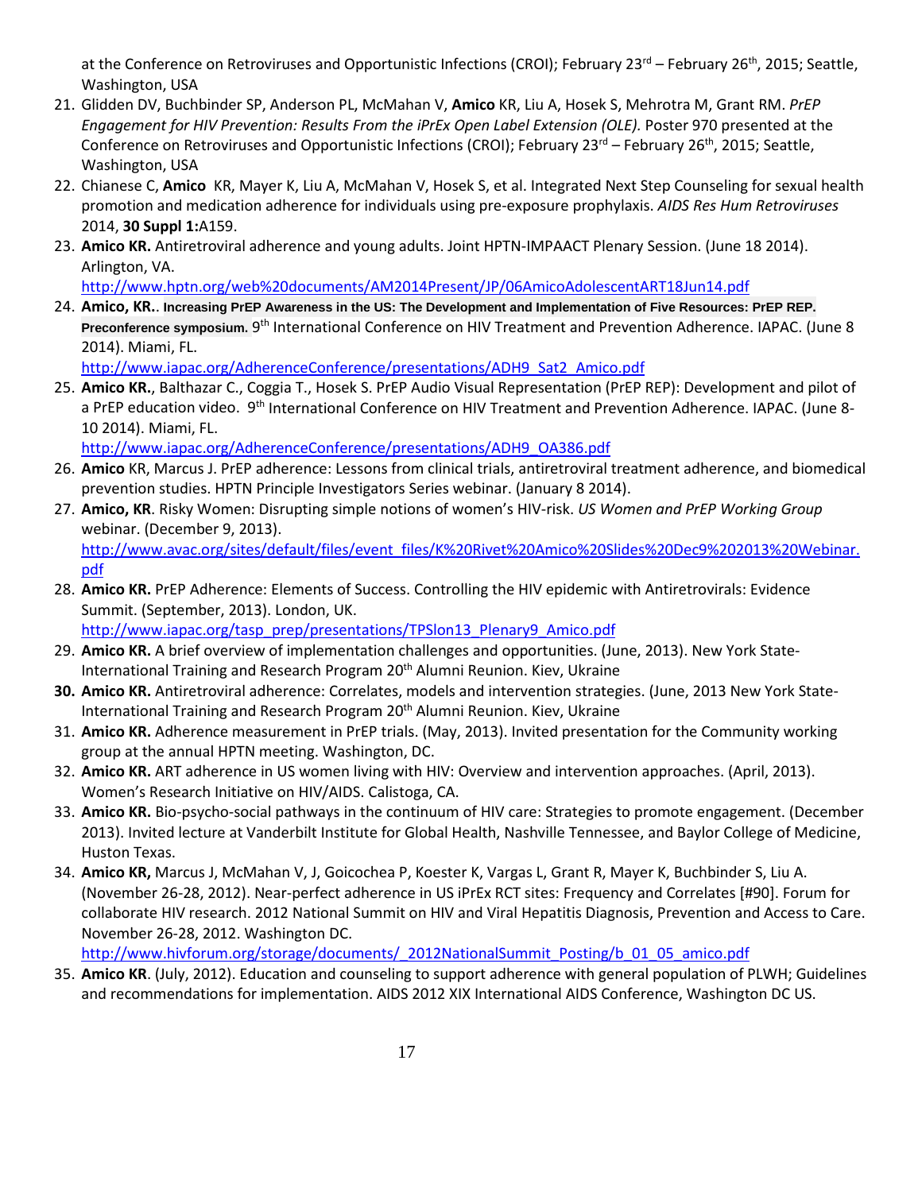at the Conference on Retroviruses and Opportunistic Infections (CROI); February 23rd – February 26th, 2015; Seattle, Washington, USA

21. Glidden DV, Buchbinder SP, Anderson PL, McMahan V, **Amico** KR, Liu A, Hosek S, Mehrotra M, Grant RM. *PrEP Engagement for HIV Prevention: Results From the iPrEx Open Label Extension (OLE).* Poster 970 presented at the Conference on Retroviruses and Opportunistic Infections (CROI); February 23rd – February 26th, 2015; Seattle, Washington, USA
22. Chianese C, **Amico** KR, Mayer K, Liu A, McMahan V, Hosek S, et al. Integrated Next Step Counseling for sexual health promotion and medication adherence for individuals using pre-exposure prophylaxis. *AIDS Res Hum Retroviruses* 2014, **30 Suppl 1:**A159.
23. **Amico KR.** Antiretroviral adherence and young adults. Joint HPTN-IMPAACT Plenary Session. (June 18 2014). Arlington, VA. http://www.hptn.org/web%20documents/AM2014Present/JP/06AmicoAdolescentART18Jun14.pdf
24. **Amico, KR.**. **Increasing PrEP Awareness in the US: The Development and Implementation of Five Resources: PrEP REP. Preconference symposium.** 9th International Conference on HIV Treatment and Prevention Adherence. IAPAC. (June 8 2014). Miami, FL. http://www.iapac.org/AdherenceConference/presentations/ADH9_Sat2_Amico.pdf
25. **Amico KR.**, Balthazar C., Coggia T., Hosek S. PrEP Audio Visual Representation (PrEP REP): Development and pilot of a PrEP education video. 9th International Conference on HIV Treatment and Prevention Adherence. IAPAC. (June 8-10 2014). Miami, FL. http://www.iapac.org/AdherenceConference/presentations/ADH9_OA386.pdf
26. **Amico** KR, Marcus J. PrEP adherence: Lessons from clinical trials, antiretroviral treatment adherence, and biomedical prevention studies. HPTN Principle Investigators Series webinar. (January 8 2014).
27. **Amico, KR**. Risky Women: Disrupting simple notions of women's HIV-risk. *US Women and PrEP Working Group* webinar. (December 9, 2013). http://www.avac.org/sites/default/files/event_files/K%20Rivet%20Amico%20Slides%20Dec9%202013%20Webinar.pdf
28. **Amico KR.** PrEP Adherence: Elements of Success. Controlling the HIV epidemic with Antiretrovirals: Evidence Summit. (September, 2013). London, UK. http://www.iapac.org/tasp_prep/presentations/TPSlon13_Plenary9_Amico.pdf
29. **Amico KR.** A brief overview of implementation challenges and opportunities. (June, 2013). New York State-International Training and Research Program 20th Alumni Reunion. Kiev, Ukraine
30. **Amico KR.** Antiretroviral adherence: Correlates, models and intervention strategies. (June, 2013 New York State-International Training and Research Program 20th Alumni Reunion. Kiev, Ukraine
31. **Amico KR.** Adherence measurement in PrEP trials. (May, 2013). Invited presentation for the Community working group at the annual HPTN meeting. Washington, DC.
32. **Amico KR.** ART adherence in US women living with HIV: Overview and intervention approaches. (April, 2013). Women's Research Initiative on HIV/AIDS. Calistoga, CA.
33. **Amico KR.** Bio-psycho-social pathways in the continuum of HIV care: Strategies to promote engagement. (December 2013). Invited lecture at Vanderbilt Institute for Global Health, Nashville Tennessee, and Baylor College of Medicine, Huston Texas.
34. **Amico KR,** Marcus J, McMahan V, J, Goicochea P, Koester K, Vargas L, Grant R, Mayer K, Buchbinder S, Liu A. (November 26-28, 2012). Near-perfect adherence in US iPrEx RCT sites: Frequency and Correlates [#90]. Forum for collaborate HIV research. 2012 National Summit on HIV and Viral Hepatitis Diagnosis, Prevention and Access to Care. November 26-28, 2012. Washington DC. http://www.hivforum.org/storage/documents/_2012NationalSummit_Posting/b_01_05_amico.pdf
35. **Amico KR**. (July, 2012). Education and counseling to support adherence with general population of PLWH; Guidelines and recommendations for implementation. AIDS 2012 XIX International AIDS Conference, Washington DC US.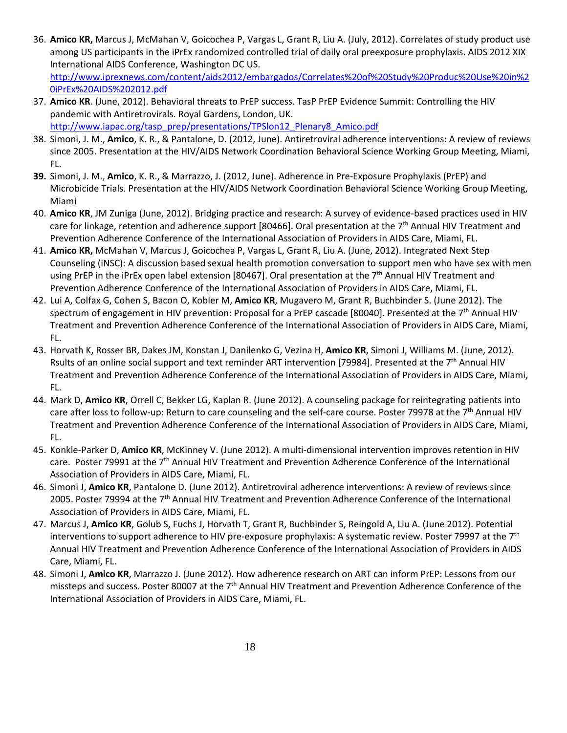36. **Amico KR,** Marcus J, McMahan V, Goicochea P, Vargas L, Grant R, Liu A. (July, 2012). Correlates of study product use among US participants in the iPrEx randomized controlled trial of daily oral preexposure prophylaxis. AIDS 2012 XIX International AIDS Conference, Washington DC US. http://www.iprexnews.com/content/aids2012/embargados/Correlates%20of%20Study%20Produc%20Use%20in%20iPrEx%20AIDS%202012.pdf
37. **Amico KR**. (June, 2012). Behavioral threats to PrEP success. TasP PrEP Evidence Summit: Controlling the HIV pandemic with Antiretrovirals. Royal Gardens, London, UK. http://www.iapac.org/tasp_prep/presentations/TPSlon12_Plenary8_Amico.pdf
38. Simoni, J. M., **Amico**, K. R., & Pantalone, D. (2012, June). Antiretroviral adherence interventions: A review of reviews since 2005. Presentation at the HIV/AIDS Network Coordination Behavioral Science Working Group Meeting, Miami, FL.
39. Simoni, J. M., **Amico**, K. R., & Marrazzo, J. (2012, June). Adherence in Pre-Exposure Prophylaxis (PrEP) and Microbicide Trials. Presentation at the HIV/AIDS Network Coordination Behavioral Science Working Group Meeting, Miami
40. **Amico KR**, JM Zuniga (June, 2012). Bridging practice and research: A survey of evidence-based practices used in HIV care for linkage, retention and adherence support [80466]. Oral presentation at the 7th Annual HIV Treatment and Prevention Adherence Conference of the International Association of Providers in AIDS Care, Miami, FL.
41. **Amico KR,** McMahan V, Marcus J, Goicochea P, Vargas L, Grant R, Liu A. (June, 2012). Integrated Next Step Counseling (iNSC): A discussion based sexual health promotion conversation to support men who have sex with men using PrEP in the iPrEx open label extension [80467]. Oral presentation at the 7th Annual HIV Treatment and Prevention Adherence Conference of the International Association of Providers in AIDS Care, Miami, FL.
42. Lui A, Colfax G, Cohen S, Bacon O, Kobler M, **Amico KR**, Mugavero M, Grant R, Buchbinder S. (June 2012). The spectrum of engagement in HIV prevention: Proposal for a PrEP cascade [80040]. Presented at the 7th Annual HIV Treatment and Prevention Adherence Conference of the International Association of Providers in AIDS Care, Miami, FL.
43. Horvath K, Rosser BR, Dakes JM, Konstan J, Danilenko G, Vezina H, **Amico KR**, Simoni J, Williams M. (June, 2012). Rsults of an online social support and text reminder ART intervention [79984]. Presented at the 7th Annual HIV Treatment and Prevention Adherence Conference of the International Association of Providers in AIDS Care, Miami, FL.
44. Mark D, **Amico KR**, Orrell C, Bekker LG, Kaplan R. (June 2012). A counseling package for reintegrating patients into care after loss to follow-up: Return to care counseling and the self-care course. Poster 79978 at the 7th Annual HIV Treatment and Prevention Adherence Conference of the International Association of Providers in AIDS Care, Miami, FL.
45. Konkle-Parker D, **Amico KR**, McKinney V. (June 2012). A multi-dimensional intervention improves retention in HIV care. Poster 79991 at the 7th Annual HIV Treatment and Prevention Adherence Conference of the International Association of Providers in AIDS Care, Miami, FL.
46. Simoni J, **Amico KR**, Pantalone D. (June 2012). Antiretroviral adherence interventions: A review of reviews since 2005. Poster 79994 at the 7th Annual HIV Treatment and Prevention Adherence Conference of the International Association of Providers in AIDS Care, Miami, FL.
47. Marcus J, **Amico KR**, Golub S, Fuchs J, Horvath T, Grant R, Buchbinder S, Reingold A, Liu A. (June 2012). Potential interventions to support adherence to HIV pre-exposure prophylaxis: A systematic review. Poster 79997 at the 7th Annual HIV Treatment and Prevention Adherence Conference of the International Association of Providers in AIDS Care, Miami, FL.
48. Simoni J, **Amico KR**, Marrazzo J. (June 2012). How adherence research on ART can inform PrEP: Lessons from our missteps and success. Poster 80007 at the 7th Annual HIV Treatment and Prevention Adherence Conference of the International Association of Providers in AIDS Care, Miami, FL.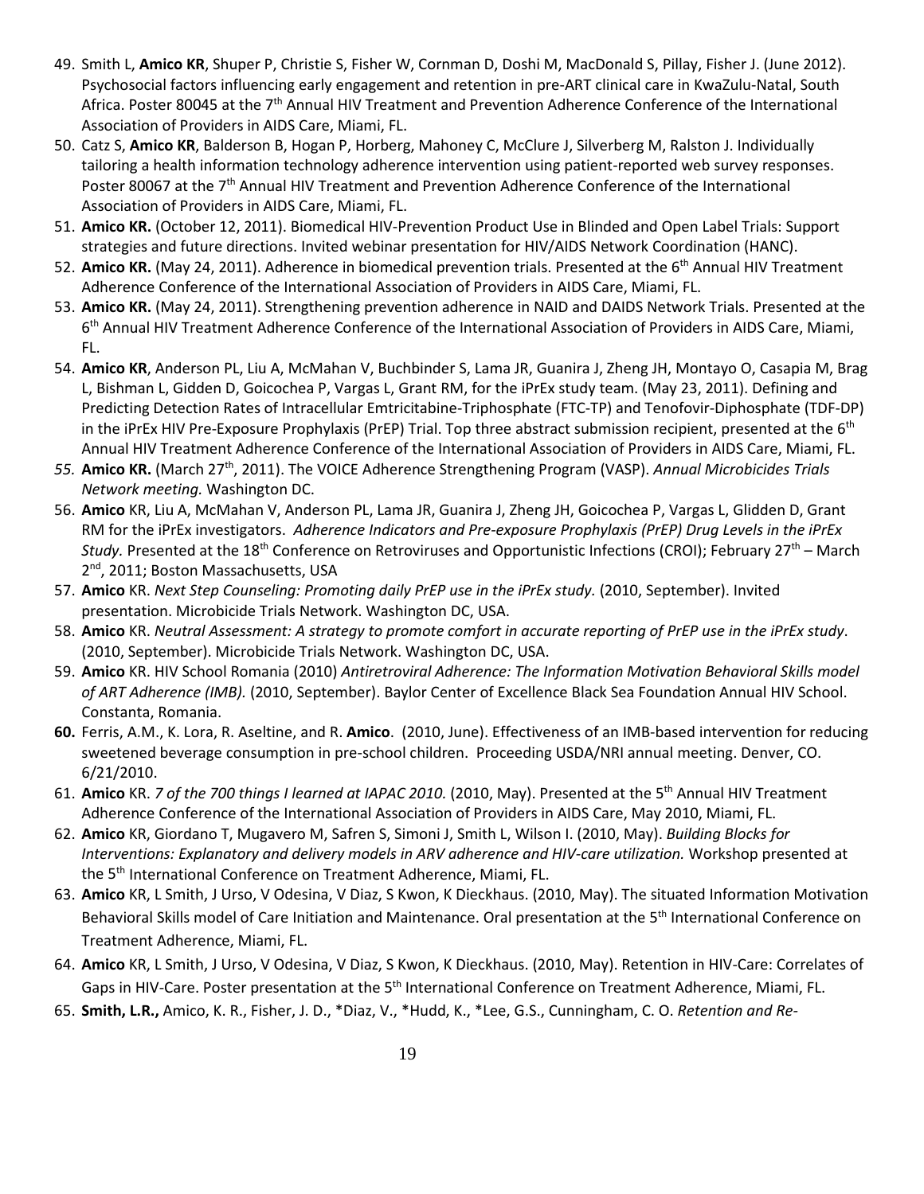49. Smith L, **Amico KR**, Shuper P, Christie S, Fisher W, Cornman D, Doshi M, MacDonald S, Pillay, Fisher J. (June 2012). Psychosocial factors influencing early engagement and retention in pre-ART clinical care in KwaZulu-Natal, South Africa. Poster 80045 at the 7th Annual HIV Treatment and Prevention Adherence Conference of the International Association of Providers in AIDS Care, Miami, FL.
50. Catz S, **Amico KR**, Balderson B, Hogan P, Horberg, Mahoney C, McClure J, Silverberg M, Ralston J. Individually tailoring a health information technology adherence intervention using patient-reported web survey responses. Poster 80067 at the 7th Annual HIV Treatment and Prevention Adherence Conference of the International Association of Providers in AIDS Care, Miami, FL.
51. **Amico KR.** (October 12, 2011). Biomedical HIV-Prevention Product Use in Blinded and Open Label Trials: Support strategies and future directions. Invited webinar presentation for HIV/AIDS Network Coordination (HANC).
52. **Amico KR.** (May 24, 2011). Adherence in biomedical prevention trials. Presented at the 6th Annual HIV Treatment Adherence Conference of the International Association of Providers in AIDS Care, Miami, FL.
53. **Amico KR.** (May 24, 2011). Strengthening prevention adherence in NAID and DAIDS Network Trials. Presented at the 6th Annual HIV Treatment Adherence Conference of the International Association of Providers in AIDS Care, Miami, FL.
54. **Amico KR**, Anderson PL, Liu A, McMahan V, Buchbinder S, Lama JR, Guanira J, Zheng JH, Montayo O, Casapia M, Brag L, Bishman L, Gidden D, Goicochea P, Vargas L, Grant RM, for the iPrEx study team. (May 23, 2011). Defining and Predicting Detection Rates of Intracellular Emtricitabine-Triphosphate (FTC-TP) and Tenofovir-Diphosphate (TDF-DP) in the iPrEx HIV Pre-Exposure Prophylaxis (PrEP) Trial. Top three abstract submission recipient, presented at the 6th Annual HIV Treatment Adherence Conference of the International Association of Providers in AIDS Care, Miami, FL.
55. **Amico KR.** (March 27th, 2011). The VOICE Adherence Strengthening Program (VASP). *Annual Microbicides Trials Network meeting.* Washington DC.
56. **Amico** KR, Liu A, McMahan V, Anderson PL, Lama JR, Guanira J, Zheng JH, Goicochea P, Vargas L, Glidden D, Grant RM for the iPrEx investigators. *Adherence Indicators and Pre-exposure Prophylaxis (PrEP) Drug Levels in the iPrEx Study.* Presented at the 18th Conference on Retroviruses and Opportunistic Infections (CROI); February 27th – March 2nd, 2011; Boston Massachusetts, USA
57. **Amico** KR. *Next Step Counseling: Promoting daily PrEP use in the iPrEx study.* (2010, September). Invited presentation. Microbicide Trials Network. Washington DC, USA.
58. **Amico** KR. *Neutral Assessment: A strategy to promote comfort in accurate reporting of PrEP use in the iPrEx study*. (2010, September). Microbicide Trials Network. Washington DC, USA.
59. **Amico** KR. HIV School Romania (2010) *Antiretroviral Adherence: The Information Motivation Behavioral Skills model of ART Adherence (IMB).* (2010, September). Baylor Center of Excellence Black Sea Foundation Annual HIV School. Constanta, Romania.
60. Ferris, A.M., K. Lora, R. Aseltine, and R. **Amico**. (2010, June). Effectiveness of an IMB-based intervention for reducing sweetened beverage consumption in pre-school children. Proceeding USDA/NRI annual meeting. Denver, CO. 6/21/2010.
61. **Amico** KR. *7 of the 700 things I learned at IAPAC 2010.* (2010, May). Presented at the 5th Annual HIV Treatment Adherence Conference of the International Association of Providers in AIDS Care, May 2010, Miami, FL.
62. **Amico** KR, Giordano T, Mugavero M, Safren S, Simoni J, Smith L, Wilson I. (2010, May). *Building Blocks for Interventions: Explanatory and delivery models in ARV adherence and HIV-care utilization.* Workshop presented at the 5th International Conference on Treatment Adherence, Miami, FL.
63. **Amico** KR, L Smith, J Urso, V Odesina, V Diaz, S Kwon, K Dieckhaus. (2010, May). The situated Information Motivation Behavioral Skills model of Care Initiation and Maintenance. Oral presentation at the 5th International Conference on Treatment Adherence, Miami, FL.
64. **Amico** KR, L Smith, J Urso, V Odesina, V Diaz, S Kwon, K Dieckhaus. (2010, May). Retention in HIV-Care: Correlates of Gaps in HIV-Care. Poster presentation at the 5th International Conference on Treatment Adherence, Miami, FL.
65. **Smith, L.R.,** Amico, K. R., Fisher, J. D., *Diaz, V., *Hudd, K., *Lee, G.S., Cunningham, C. O. *Retention and Re-*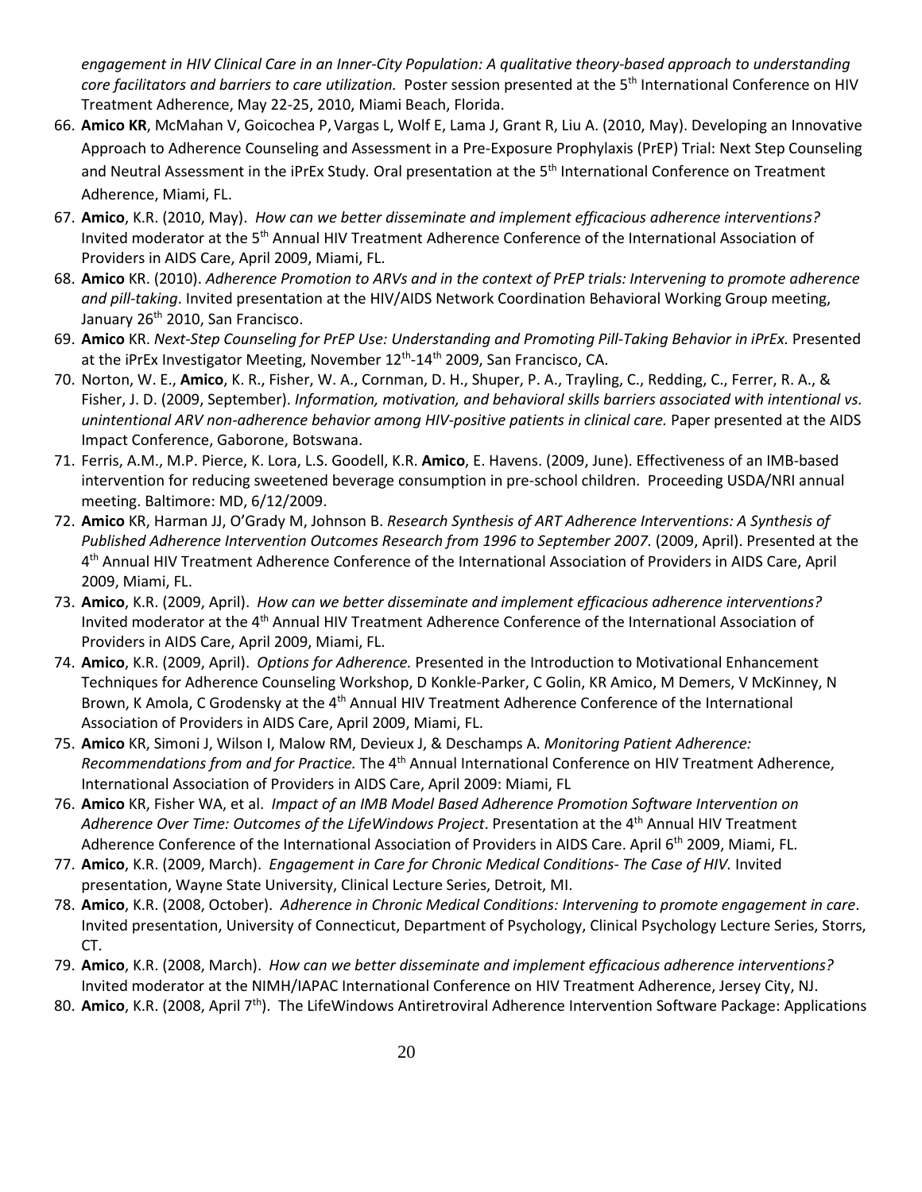*engagement in HIV Clinical Care in an Inner-City Population: A qualitative theory-based approach to understanding core facilitators and barriers to care utilization.* Poster session presented at the 5th International Conference on HIV Treatment Adherence, May 22-25, 2010, Miami Beach, Florida.

66. **Amico KR**, McMahan V, Goicochea P, Vargas L, Wolf E, Lama J, Grant R, Liu A. (2010, May). Developing an Innovative Approach to Adherence Counseling and Assessment in a Pre-Exposure Prophylaxis (PrEP) Trial: Next Step Counseling and Neutral Assessment in the iPrEx Study*.* Oral presentation at the 5th International Conference on Treatment Adherence, Miami, FL.
67. **Amico**, K.R. (2010, May). *How can we better disseminate and implement efficacious adherence interventions?* Invited moderator at the 5th Annual HIV Treatment Adherence Conference of the International Association of Providers in AIDS Care, April 2009, Miami, FL.
68. **Amico** KR. (2010). *Adherence Promotion to ARVs and in the context of PrEP trials: Intervening to promote adherence and pill-taking*. Invited presentation at the HIV/AIDS Network Coordination Behavioral Working Group meeting, January 26th 2010, San Francisco.
69. **Amico** KR. *Next-Step Counseling for PrEP Use: Understanding and Promoting Pill-Taking Behavior in iPrEx.* Presented at the iPrEx Investigator Meeting, November 12th-14th 2009, San Francisco, CA.
70. Norton, W. E., **Amico**, K. R., Fisher, W. A., Cornman, D. H., Shuper, P. A., Trayling, C., Redding, C., Ferrer, R. A., & Fisher, J. D. (2009, September). *Information, motivation, and behavioral skills barriers associated with intentional vs. unintentional ARV non-adherence behavior among HIV-positive patients in clinical care.* Paper presented at the AIDS Impact Conference, Gaborone, Botswana.
71. Ferris, A.M., M.P. Pierce, K. Lora, L.S. Goodell, K.R. **Amico**, E. Havens. (2009, June). Effectiveness of an IMB-based intervention for reducing sweetened beverage consumption in pre-school children. Proceeding USDA/NRI annual meeting. Baltimore: MD, 6/12/2009.
72. **Amico** KR, Harman JJ, O'Grady M, Johnson B. *Research Synthesis of ART Adherence Interventions: A Synthesis of Published Adherence Intervention Outcomes Research from 1996 to September 2007.* (2009, April). Presented at the 4th Annual HIV Treatment Adherence Conference of the International Association of Providers in AIDS Care, April 2009, Miami, FL.
73. **Amico**, K.R. (2009, April). *How can we better disseminate and implement efficacious adherence interventions?* Invited moderator at the 4th Annual HIV Treatment Adherence Conference of the International Association of Providers in AIDS Care, April 2009, Miami, FL.
74. **Amico**, K.R. (2009, April). *Options for Adherence.* Presented in the Introduction to Motivational Enhancement Techniques for Adherence Counseling Workshop, D Konkle-Parker, C Golin, KR Amico, M Demers, V McKinney, N Brown, K Amola, C Grodensky at the 4th Annual HIV Treatment Adherence Conference of the International Association of Providers in AIDS Care, April 2009, Miami, FL.
75. **Amico** KR, Simoni J, Wilson I, Malow RM, Devieux J, & Deschamps A. *Monitoring Patient Adherence: Recommendations from and for Practice.* The 4th Annual International Conference on HIV Treatment Adherence, International Association of Providers in AIDS Care, April 2009: Miami, FL
76. **Amico** KR, Fisher WA, et al. *Impact of an IMB Model Based Adherence Promotion Software Intervention on Adherence Over Time: Outcomes of the LifeWindows Project*. Presentation at the 4th Annual HIV Treatment Adherence Conference of the International Association of Providers in AIDS Care. April 6th 2009, Miami, FL.
77. **Amico**, K.R. (2009, March). *Engagement in Care for Chronic Medical Conditions- The Case of HIV.* Invited presentation, Wayne State University, Clinical Lecture Series, Detroit, MI.
78. **Amico**, K.R. (2008, October). *Adherence in Chronic Medical Conditions: Intervening to promote engagement in care*. Invited presentation, University of Connecticut, Department of Psychology, Clinical Psychology Lecture Series, Storrs, CT.
79. **Amico**, K.R. (2008, March). *How can we better disseminate and implement efficacious adherence interventions?* Invited moderator at the NIMH/IAPAC International Conference on HIV Treatment Adherence, Jersey City, NJ.
80. **Amico**, K.R. (2008, April 7th). The LifeWindows Antiretroviral Adherence Intervention Software Package: Applications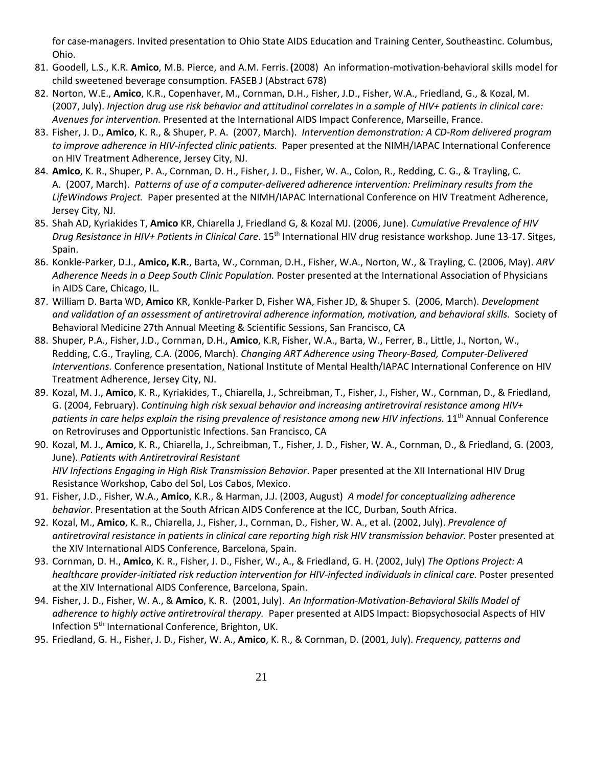for case-managers. Invited presentation to Ohio State AIDS Education and Training Center, Southeastinc. Columbus, Ohio.

81. Goodell, L.S., K.R. **Amico**, M.B. Pierce, and A.M. Ferris. **(**2008) An information-motivation-behavioral skills model for child sweetened beverage consumption. FASEB J (Abstract 678)
82. Norton, W.E., **Amico**, K.R., Copenhaver, M., Cornman, D.H., Fisher, J.D., Fisher, W.A., Friedland, G., & Kozal, M. (2007, July). *Injection drug use risk behavior and attitudinal correlates in a sample of HIV+ patients in clinical care: Avenues for intervention.* Presented at the International AIDS Impact Conference, Marseille, France.
83. Fisher, J. D., **Amico**, K. R., & Shuper, P. A. (2007, March). *Intervention demonstration: A CD-Rom delivered program to improve adherence in HIV-infected clinic patients.* Paper presented at the NIMH/IAPAC International Conference on HIV Treatment Adherence, Jersey City, NJ.
84. **Amico**, K. R., Shuper, P. A., Cornman, D. H., Fisher, J. D., Fisher, W. A., Colon, R., Redding, C. G., & Trayling, C. A. (2007, March). *Patterns of use of a computer-delivered adherence intervention: Preliminary results from the LifeWindows Project.* Paper presented at the NIMH/IAPAC International Conference on HIV Treatment Adherence, Jersey City, NJ.
85. Shah AD, Kyriakides T, **Amico** KR, Chiarella J, Friedland G, & Kozal MJ. (2006, June). *Cumulative Prevalence of HIV Drug Resistance in HIV+ Patients in Clinical Care*. 15th International HIV drug resistance workshop. June 13-17. Sitges, Spain.
86. Konkle-Parker, D.J., **Amico, K.R.**, Barta, W., Cornman, D.H., Fisher, W.A., Norton, W., & Trayling, C. (2006, May). *ARV Adherence Needs in a Deep South Clinic Population.* Poster presented at the International Association of Physicians in AIDS Care, Chicago, IL.
87. William D. Barta WD, **Amico** KR, Konkle-Parker D, Fisher WA, Fisher JD, & Shuper S. (2006, March). *Development and validation of an assessment of antiretroviral adherence information, motivation, and behavioral skills.* Society of Behavioral Medicine 27th Annual Meeting & Scientific Sessions, San Francisco, CA
88. Shuper, P.A., Fisher, J.D., Cornman, D.H., **Amico**, K.R, Fisher, W.A., Barta, W., Ferrer, B., Little, J., Norton, W., Redding, C.G., Trayling, C.A. (2006, March). *Changing ART Adherence using Theory-Based, Computer-Delivered Interventions.* Conference presentation, National Institute of Mental Health/IAPAC International Conference on HIV Treatment Adherence, Jersey City, NJ.
89. Kozal, M. J., **Amico**, K. R., Kyriakides, T., Chiarella, J., Schreibman, T., Fisher, J., Fisher, W., Cornman, D., & Friedland, G. (2004, February). *Continuing high risk sexual behavior and increasing antiretroviral resistance among HIV+ patients in care helps explain the rising prevalence of resistance among new HIV infections.* 11th Annual Conference on Retroviruses and Opportunistic Infections. San Francisco, CA
90. Kozal, M. J., **Amico**, K. R., Chiarella, J., Schreibman, T., Fisher, J. D., Fisher, W. A., Cornman, D., & Friedland, G. (2003, June). *Patients with Antiretroviral Resistant HIV Infections Engaging in High Risk Transmission Behavior*. Paper presented at the XII International HIV Drug Resistance Workshop, Cabo del Sol, Los Cabos, Mexico.
91. Fisher, J.D., Fisher, W.A., **Amico**, K.R., & Harman, J.J. (2003, August) *A model for conceptualizing adherence behavior*. Presentation at the South African AIDS Conference at the ICC, Durban, South Africa.
92. Kozal, M., **Amico**, K. R., Chiarella, J., Fisher, J., Cornman, D., Fisher, W. A., et al. (2002, July). *Prevalence of antiretroviral resistance in patients in clinical care reporting high risk HIV transmission behavior.* Poster presented at the XIV International AIDS Conference, Barcelona, Spain.
93. Cornman, D. H., **Amico**, K. R., Fisher, J. D., Fisher, W., A., & Friedland, G. H. (2002, July) *The Options Project: A healthcare provider-initiated risk reduction intervention for HIV-infected individuals in clinical care.* Poster presented at the XIV International AIDS Conference, Barcelona, Spain.
94. Fisher, J. D., Fisher, W. A., & **Amico**, K. R. (2001, July). *An Information-Motivation-Behavioral Skills Model of adherence to highly active antiretroviral therapy.* Paper presented at AIDS Impact: Biopsychosocial Aspects of HIV Infection 5th International Conference, Brighton, UK.
95. Friedland, G. H., Fisher, J. D., Fisher, W. A., **Amico**, K. R., & Cornman, D. (2001, July). *Frequency, patterns and*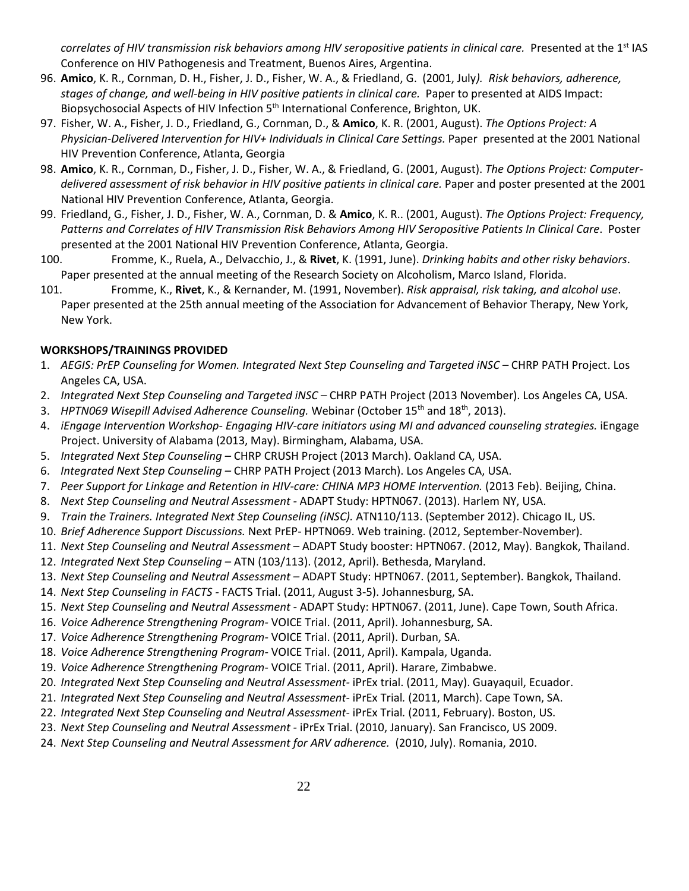*correlates of HIV transmission risk behaviors among HIV seropositive patients in clinical care.* Presented at the 1st IAS Conference on HIV Pathogenesis and Treatment, Buenos Aires, Argentina.

96. **Amico**, K. R., Cornman, D. H., Fisher, J. D., Fisher, W. A., & Friedland, G. (2001, July*). Risk behaviors, adherence, stages of change, and well-being in HIV positive patients in clinical care.* Paper to presented at AIDS Impact: Biopsychosocial Aspects of HIV Infection 5th International Conference, Brighton, UK.
97. Fisher, W. A., Fisher, J. D., Friedland, G., Cornman, D., & **Amico**, K. R. (2001, August). *The Options Project: A Physician-Delivered Intervention for HIV+ Individuals in Clinical Care Settings.* Paper presented at the 2001 National HIV Prevention Conference, Atlanta, Georgia
98. **Amico**, K. R., Cornman, D., Fisher, J. D., Fisher, W. A., & Friedland, G. (2001, August). *The Options Project: Computer-delivered assessment of risk behavior in HIV positive patients in clinical care.* Paper and poster presented at the 2001 National HIV Prevention Conference, Atlanta, Georgia.
99. Friedland, G., Fisher, J. D., Fisher, W. A., Cornman, D. & **Amico**, K. R.. (2001, August). *The Options Project: Frequency, Patterns and Correlates of HIV Transmission Risk Behaviors Among HIV Seropositive Patients In Clinical Care*. Poster presented at the 2001 National HIV Prevention Conference, Atlanta, Georgia.
100. Fromme, K., Ruela, A., Delvacchio, J., & **Rivet**, K. (1991, June). *Drinking habits and other risky behaviors*. Paper presented at the annual meeting of the Research Society on Alcoholism, Marco Island, Florida.
101. Fromme, K., **Rivet**, K., & Kernander, M. (1991, November). *Risk appraisal, risk taking, and alcohol use*. Paper presented at the 25th annual meeting of the Association for Advancement of Behavior Therapy, New York, New York.

**WORKSHOPS/TRAININGS PROVIDED**

1. *AEGIS: PrEP Counseling for Women. Integrated Next Step Counseling and Targeted iNSC* – CHRP PATH Project. Los Angeles CA, USA.
2. *Integrated Next Step Counseling and Targeted iNSC* – CHRP PATH Project (2013 November). Los Angeles CA, USA.
3. *HPTN069 Wisepill Advised Adherence Counseling.* Webinar (October 15th and 18th, 2013).
4. *iEngage Intervention Workshop- Engaging HIV-care initiators using MI and advanced counseling strategies.* iEngage Project. University of Alabama (2013, May). Birmingham, Alabama, USA.
5. *Integrated Next Step Counseling* – CHRP CRUSH Project (2013 March). Oakland CA, USA.
6. *Integrated Next Step Counseling* – CHRP PATH Project (2013 March). Los Angeles CA, USA.
7. *Peer Support for Linkage and Retention in HIV-care: CHINA MP3 HOME Intervention.* (2013 Feb). Beijing, China.
8. *Next Step Counseling and Neutral Assessment* - ADAPT Study: HPTN067. (2013). Harlem NY, USA.
9. *Train the Trainers. Integrated Next Step Counseling (iNSC).* ATN110/113. (September 2012). Chicago IL, US.
10. *Brief Adherence Support Discussions.* Next PrEP- HPTN069. Web training. (2012, September-November).
11. *Next Step Counseling and Neutral Assessment* – ADAPT Study booster: HPTN067. (2012, May). Bangkok, Thailand.
12. *Integrated Next Step Counseling* – ATN (103/113). (2012, April). Bethesda, Maryland.
13. *Next Step Counseling and Neutral Assessment* – ADAPT Study: HPTN067. (2011, September). Bangkok, Thailand.
14. *Next Step Counseling in FACTS* - FACTS Trial. (2011, August 3-5). Johannesburg, SA.
15. *Next Step Counseling and Neutral Assessment* - ADAPT Study: HPTN067. (2011, June). Cape Town, South Africa.
16. *Voice Adherence Strengthening Program*- VOICE Trial. (2011, April). Johannesburg, SA.
17. *Voice Adherence Strengthening Program*- VOICE Trial. (2011, April). Durban, SA.
18. *Voice Adherence Strengthening Program*- VOICE Trial. (2011, April). Kampala, Uganda.
19. *Voice Adherence Strengthening Program*- VOICE Trial. (2011, April). Harare, Zimbabwe.
20. *Integrated Next Step Counseling and Neutral Assessment*- iPrEx trial. (2011, May). Guayaquil, Ecuador.
21. *Integrated Next Step Counseling and Neutral Assessment*- iPrEx Trial*.* (2011, March). Cape Town, SA.
22. *Integrated Next Step Counseling and Neutral Assessment*- iPrEx Trial*.* (2011, February). Boston, US.
23. *Next Step Counseling and Neutral Assessment* - iPrEx Trial. (2010, January). San Francisco, US 2009.
24. *Next Step Counseling and Neutral Assessment for ARV adherence.* (2010, July). Romania, 2010.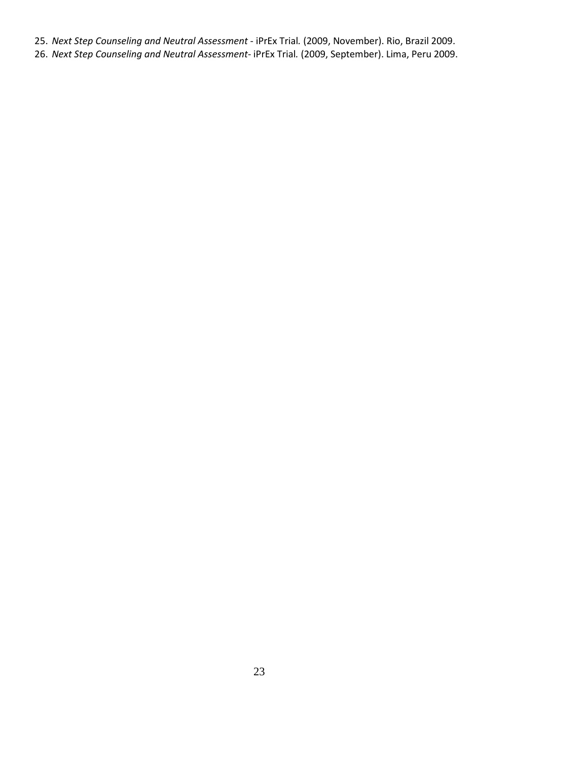25. *Next Step Counseling and Neutral Assessment* - iPrEx Trial. (2009, November). Rio, Brazil 2009.
26. *Next Step Counseling and Neutral Assessment*- iPrEx Trial. (2009, September). Lima, Peru 2009.